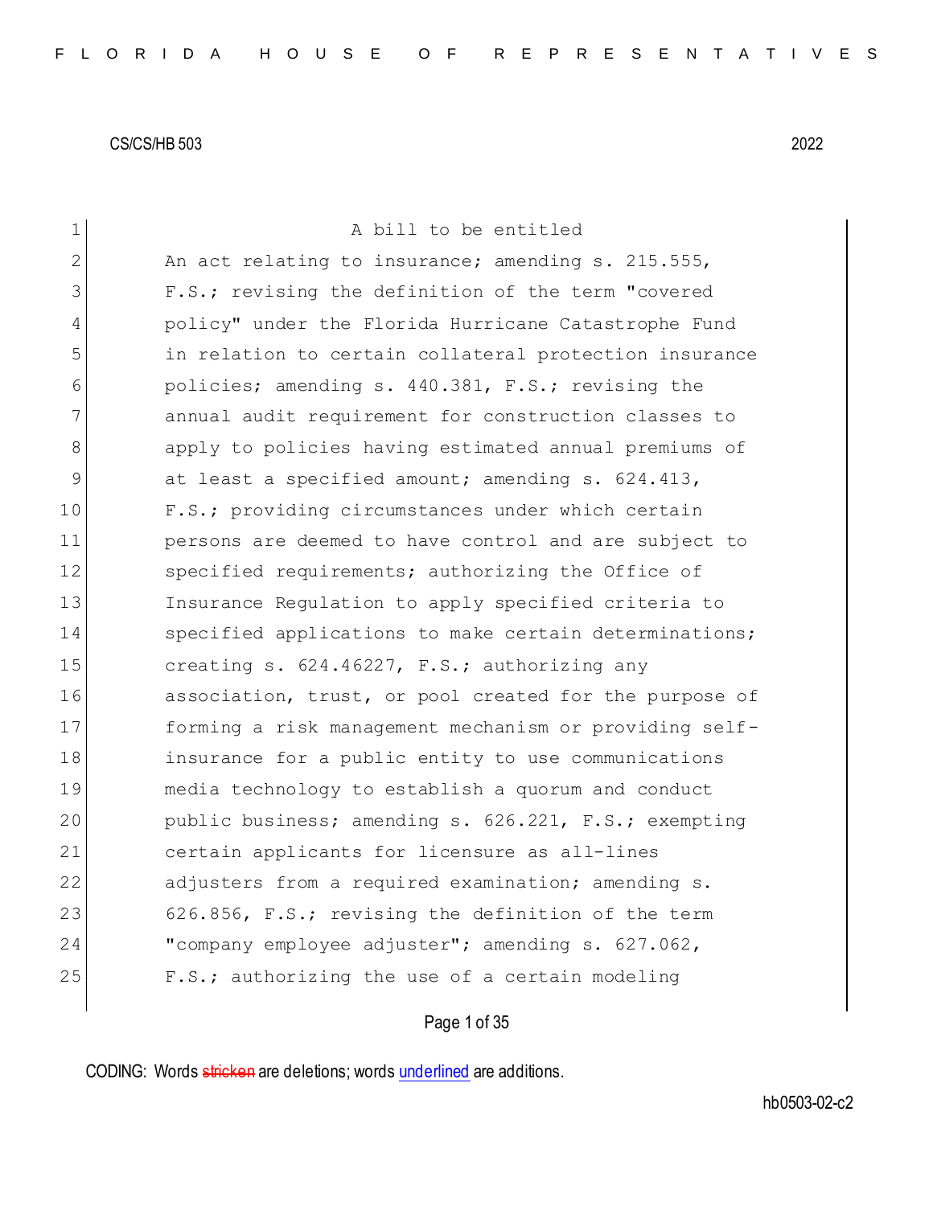CS/CS/HB 503 2022

A bill to be entitled

An act relating to insurance; amending s. 215.555, F.S.; revising the definition of the term "covered policy" under the Florida Hurricane Catastrophe Fund in relation to certain collateral protection insurance policies; amending s. 440.381, F.S.; revising the annual audit requirement for construction classes to apply to policies having estimated annual premiums of at least a specified amount; amending s. 624.413, F.S.; providing circumstances under which certain persons are deemed to have control and are subject to specified requirements; authorizing the Office of Insurance Regulation to apply specified criteria to specified applications to make certain determinations; creating s. 624.46227, F.S.; authorizing any association, trust, or pool created for the purpose of forming a risk management mechanism or providing self-insurance for a public entity to use communications media technology to establish a quorum and conduct public business; amending s. 626.221, F.S.; exempting certain applicants for licensure as all-lines adjusters from a required examination; amending s. 626.856, F.S.; revising the definition of the term "company employee adjuster"; amending s. 627.062, F.S.; authorizing the use of a certain modeling

CODING: Words stricken are deletions; words underlined are additions.

hb0503-02-c2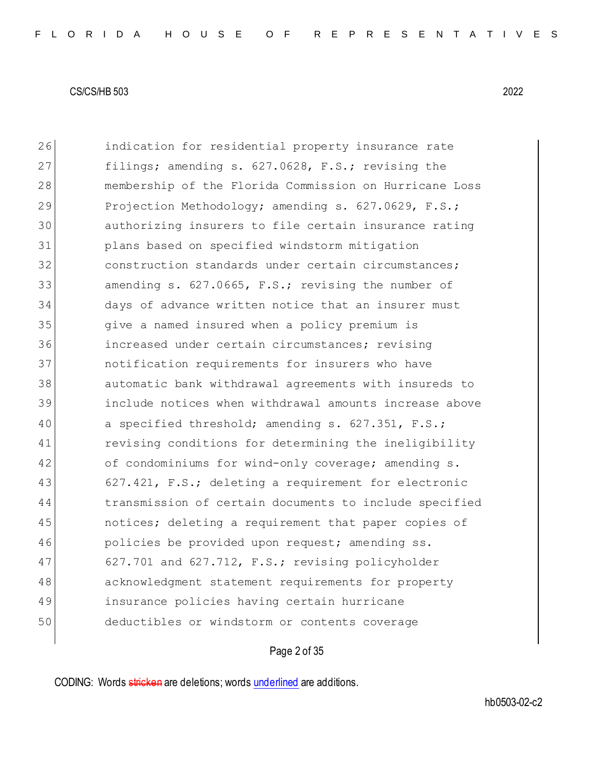26 indication for residential property insurance rate
27 filings; amending s. 627.0628, F.S.; revising the
28 membership of the Florida Commission on Hurricane Loss
29 Projection Methodology; amending s. 627.0629, F.S.;
30 authorizing insurers to file certain insurance rating
31 plans based on specified windstorm mitigation
32 construction standards under certain circumstances;
33 amending s. 627.0665, F.S.; revising the number of
34 days of advance written notice that an insurer must
35 give a named insured when a policy premium is
36 increased under certain circumstances; revising
37 notification requirements for insurers who have
38 automatic bank withdrawal agreements with insureds to
39 include notices when withdrawal amounts increase above
40 a specified threshold; amending s. 627.351, F.S.;
41 revising conditions for determining the ineligibility
42 of condominiums for wind-only coverage; amending s.
43 627.421, F.S.; deleting a requirement for electronic
44 transmission of certain documents to include specified
45 notices; deleting a requirement that paper copies of
46 policies be provided upon request; amending ss.
47 627.701 and 627.712, F.S.; revising policyholder
48 acknowledgment statement requirements for property
49 insurance policies having certain hurricane
50 deductibles or windstorm or contents coverage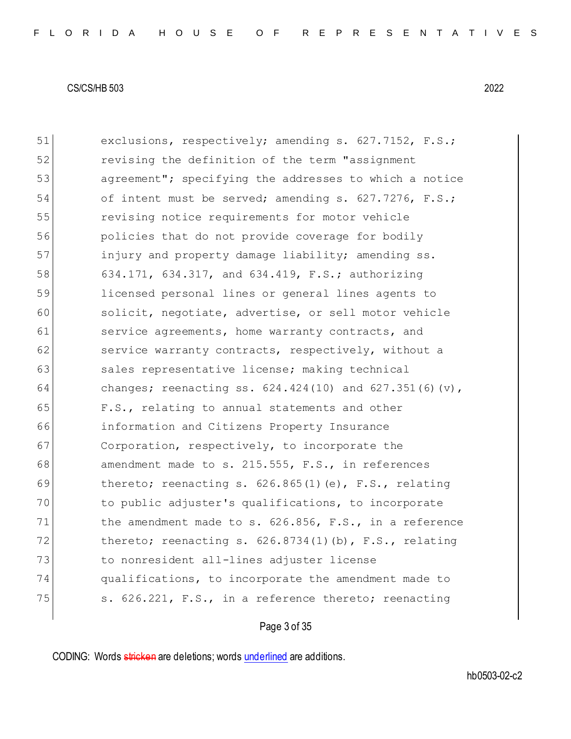51 exclusions, respectively; amending s. 627.7152, F.S.;
52 revising the definition of the term "assignment
53 agreement"; specifying the addresses to which a notice
54 of intent must be served; amending s. 627.7276, F.S.;
55 revising notice requirements for motor vehicle
56 policies that do not provide coverage for bodily
57 injury and property damage liability; amending ss.
58 634.171, 634.317, and 634.419, F.S.; authorizing
59 licensed personal lines or general lines agents to
60 solicit, negotiate, advertise, or sell motor vehicle
61 service agreements, home warranty contracts, and
62 service warranty contracts, respectively, without a
63 sales representative license; making technical
64 changes; reenacting ss. 624.424(10) and 627.351(6)(v),
65 F.S., relating to annual statements and other
66 information and Citizens Property Insurance
67 Corporation, respectively, to incorporate the
68 amendment made to s. 215.555, F.S., in references
69 thereto; reenacting s. 626.865(1)(e), F.S., relating
70 to public adjuster's qualifications, to incorporate
71 the amendment made to s. 626.856, F.S., in a reference
72 thereto; reenacting s. 626.8734(1)(b), F.S., relating
73 to nonresident all-lines adjuster license
74 qualifications, to incorporate the amendment made to
75 s. 626.221, F.S., in a reference thereto; reenacting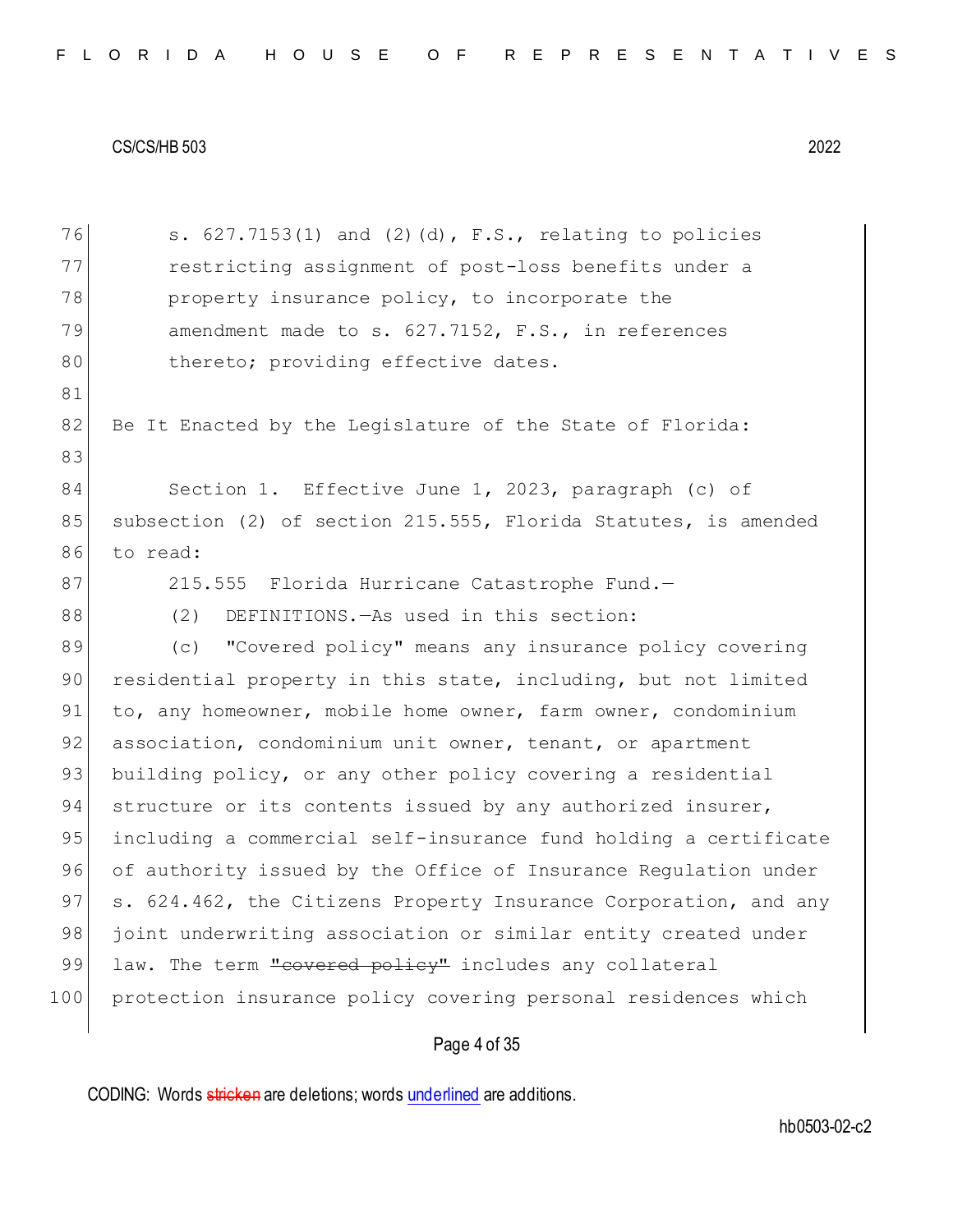s. 627.7153(1) and (2)(d), F.S., relating to policies restricting assignment of post-loss benefits under a property insurance policy, to incorporate the amendment made to s. 627.7152, F.S., in references thereto; providing effective dates.

Be It Enacted by the Legislature of the State of Florida:

Section 1. Effective June 1, 2023, paragraph (c) of subsection (2) of section 215.555, Florida Statutes, is amended to read:

215.555 Florida Hurricane Catastrophe Fund.—

(2) DEFINITIONS.—As used in this section:

(c) "Covered policy" means any insurance policy covering residential property in this state, including, but not limited to, any homeowner, mobile home owner, farm owner, condominium association, condominium unit owner, tenant, or apartment building policy, or any other policy covering a residential structure or its contents issued by any authorized insurer, including a commercial self-insurance fund holding a certificate of authority issued by the Office of Insurance Regulation under s. 624.462, the Citizens Property Insurance Corporation, and any joint underwriting association or similar entity created under law. The term ~~"covered policy"~~ includes any collateral protection insurance policy covering personal residences which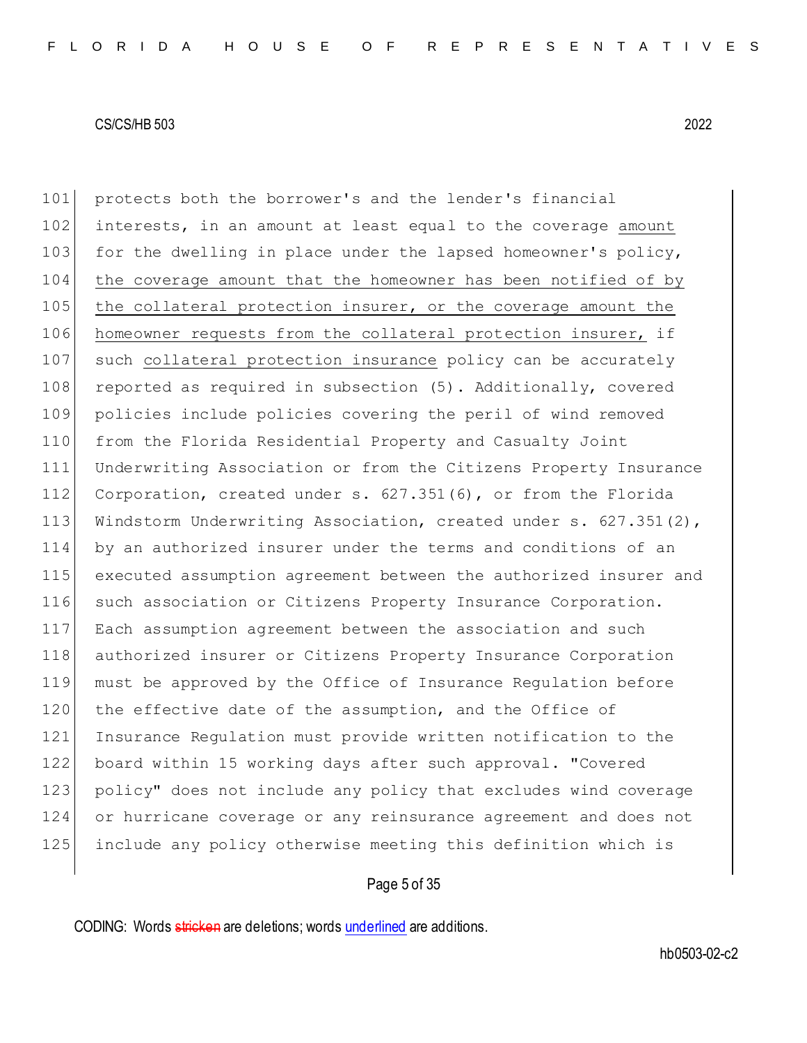protects both the borrower's and the lender's financial interests, in an amount at least equal to the coverage amount for the dwelling in place under the lapsed homeowner's policy, the coverage amount that the homeowner has been notified of by the collateral protection insurer, or the coverage amount the homeowner requests from the collateral protection insurer, if such collateral protection insurance policy can be accurately reported as required in subsection (5). Additionally, covered policies include policies covering the peril of wind removed from the Florida Residential Property and Casualty Joint Underwriting Association or from the Citizens Property Insurance Corporation, created under s. 627.351(6), or from the Florida Windstorm Underwriting Association, created under s. 627.351(2), by an authorized insurer under the terms and conditions of an executed assumption agreement between the authorized insurer and such association or Citizens Property Insurance Corporation. Each assumption agreement between the association and such authorized insurer or Citizens Property Insurance Corporation must be approved by the Office of Insurance Regulation before the effective date of the assumption, and the Office of Insurance Regulation must provide written notification to the board within 15 working days after such approval. "Covered policy" does not include any policy that excludes wind coverage or hurricane coverage or any reinsurance agreement and does not include any policy otherwise meeting this definition which is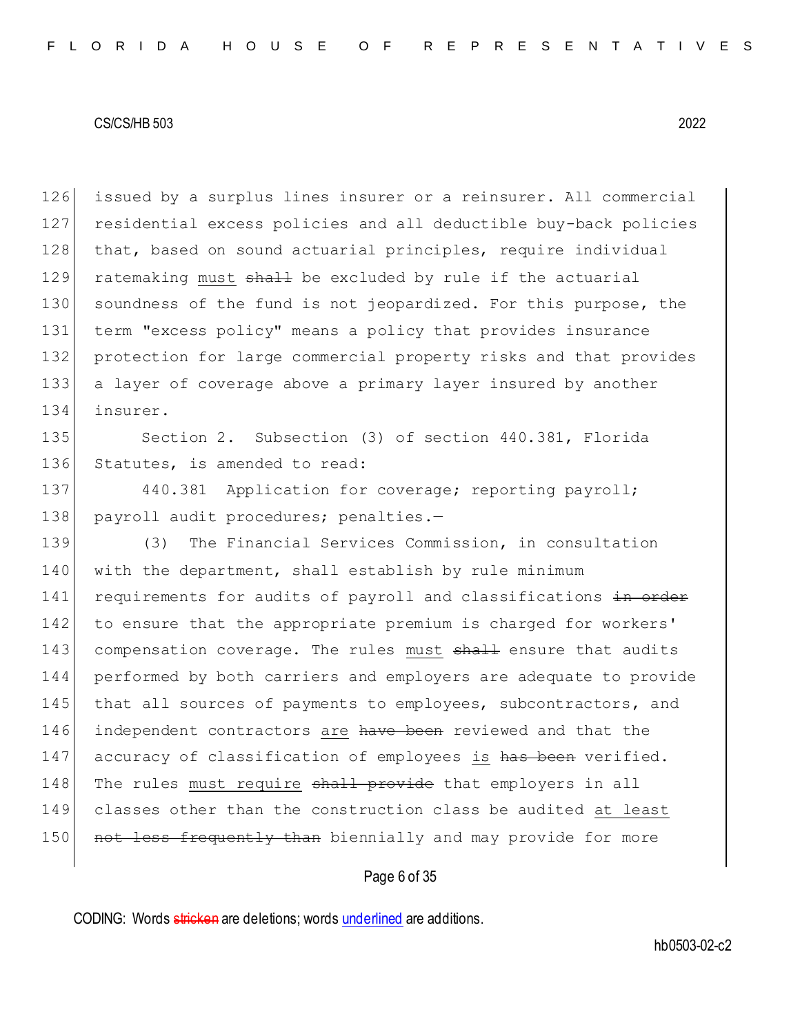issued by a surplus lines insurer or a reinsurer. All commercial residential excess policies and all deductible buy-back policies that, based on sound actuarial principles, require individual ratemaking <u>must</u> ~~shall~~ be excluded by rule if the actuarial soundness of the fund is not jeopardized. For this purpose, the term "excess policy" means a policy that provides insurance protection for large commercial property risks and that provides a layer of coverage above a primary layer insured by another insurer.

Section 2. Subsection (3) of section 440.381, Florida Statutes, is amended to read:

440.381 Application for coverage; reporting payroll; payroll audit procedures; penalties.—

(3) The Financial Services Commission, in consultation with the department, shall establish by rule minimum requirements for audits of payroll and classifications ~~in order~~ to ensure that the appropriate premium is charged for workers' compensation coverage. The rules <u>must</u> ~~shall~~ ensure that audits performed by both carriers and employers are adequate to provide that all sources of payments to employees, subcontractors, and independent contractors <u>are</u> ~~have been~~ reviewed and that the accuracy of classification of employees <u>is</u> ~~has been~~ verified. The rules <u>must require</u> ~~shall provide~~ that employers in all classes other than the construction class be audited <u>at least</u> ~~not less frequently than~~ biennially and may provide for more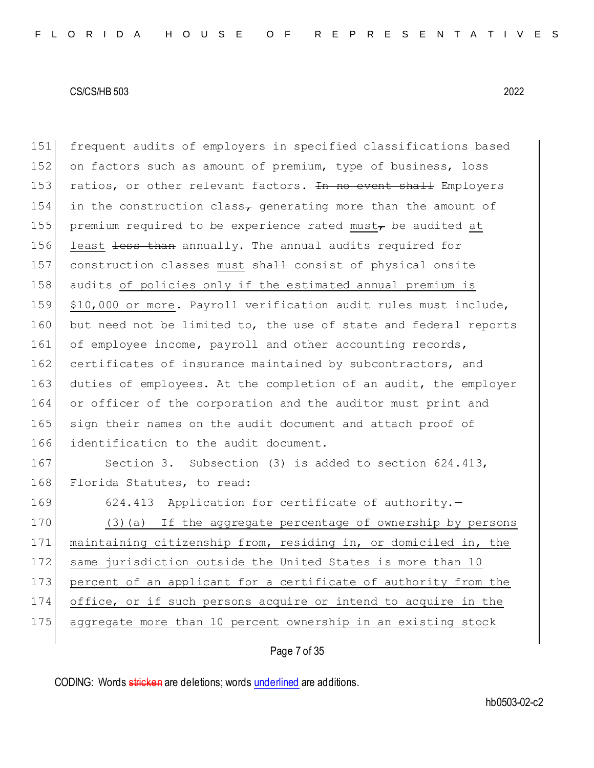frequent audits of employers in specified classifications based on factors such as amount of premium, type of business, loss ratios, or other relevant factors. ~~In no event shall~~ Employers in the construction class~~,~~ generating more than the amount of premium required to be experience rated <u>must</u>~~,~~ be audited <u>at least</u> ~~less than~~ annually. The annual audits required for construction classes <u>must</u> ~~shall~~ consist of physical onsite audits <u>of policies only if the estimated annual premium is $10,000 or more</u>. Payroll verification audit rules must include, but need not be limited to, the use of state and federal reports of employee income, payroll and other accounting records, certificates of insurance maintained by subcontractors, and duties of employees. At the completion of an audit, the employer or officer of the corporation and the auditor must print and sign their names on the audit document and attach proof of identification to the audit document.

Section 3. Subsection (3) is added to section 624.413, Florida Statutes, to read:

624.413 Application for certificate of authority.—

<u>(3)(a) If the aggregate percentage of ownership by persons maintaining citizenship from, residing in, or domiciled in, the same jurisdiction outside the United States is more than 10 percent of an applicant for a certificate of authority from the office, or if such persons acquire or intend to acquire in the aggregate more than 10 percent ownership in an existing stock</u>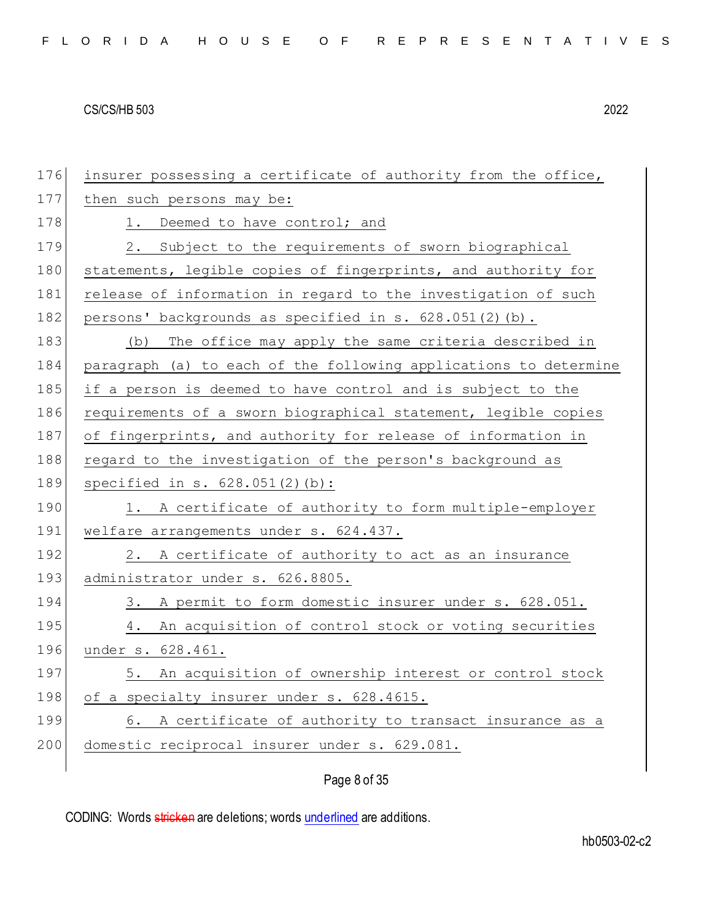insurer possessing a certificate of authority from the office, then such persons may be:

1. Deemed to have control; and

2. Subject to the requirements of sworn biographical statements, legible copies of fingerprints, and authority for release of information in regard to the investigation of such persons' backgrounds as specified in s. 628.051(2)(b).

(b) The office may apply the same criteria described in paragraph (a) to each of the following applications to determine if a person is deemed to have control and is subject to the requirements of a sworn biographical statement, legible copies of fingerprints, and authority for release of information in regard to the investigation of the person's background as specified in s. 628.051(2)(b):

1. A certificate of authority to form multiple-employer welfare arrangements under s. 624.437.

2. A certificate of authority to act as an insurance administrator under s. 626.8805.

3. A permit to form domestic insurer under s. 628.051.

4. An acquisition of control stock or voting securities under s. 628.461.

5. An acquisition of ownership interest or control stock of a specialty insurer under s. 628.4615.

6. A certificate of authority to transact insurance as a domestic reciprocal insurer under s. 629.081.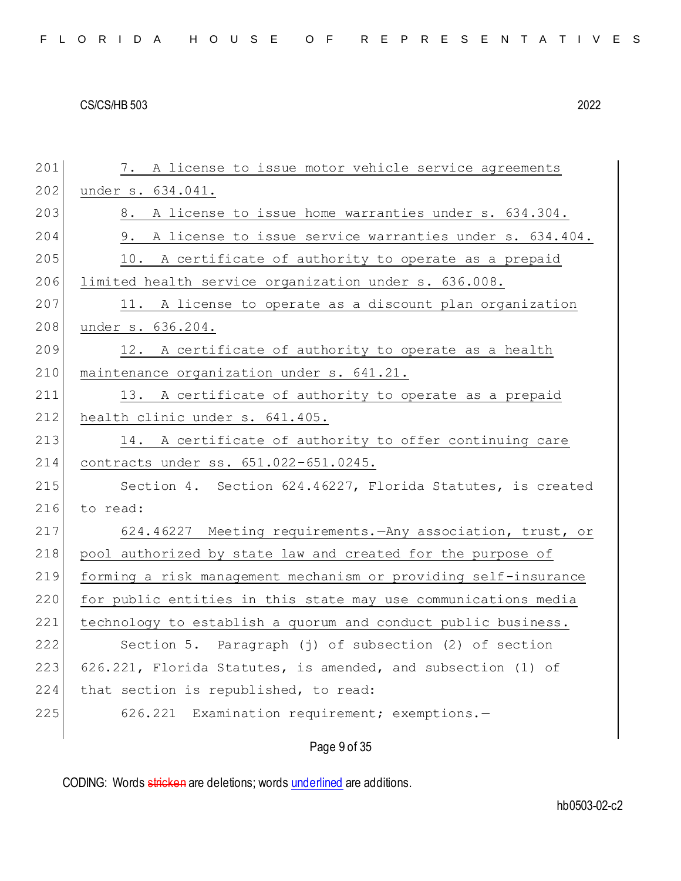7. A license to issue motor vehicle service agreements under s. 634.041.

8. A license to issue home warranties under s. 634.304.

9. A license to issue service warranties under s. 634.404.

10. A certificate of authority to operate as a prepaid limited health service organization under s. 636.008.

11. A license to operate as a discount plan organization under s. 636.204.

12. A certificate of authority to operate as a health maintenance organization under s. 641.21.

13. A certificate of authority to operate as a prepaid health clinic under s. 641.405.

14. A certificate of authority to offer continuing care contracts under ss. 651.022-651.0245.

Section 4. Section 624.46227, Florida Statutes, is created to read:

624.46227 Meeting requirements.—Any association, trust, or pool authorized by state law and created for the purpose of forming a risk management mechanism or providing self-insurance for public entities in this state may use communications media technology to establish a quorum and conduct public business.

Section 5. Paragraph (j) of subsection (2) of section 626.221, Florida Statutes, is amended, and subsection (1) of that section is republished, to read:

626.221 Examination requirement; exemptions.—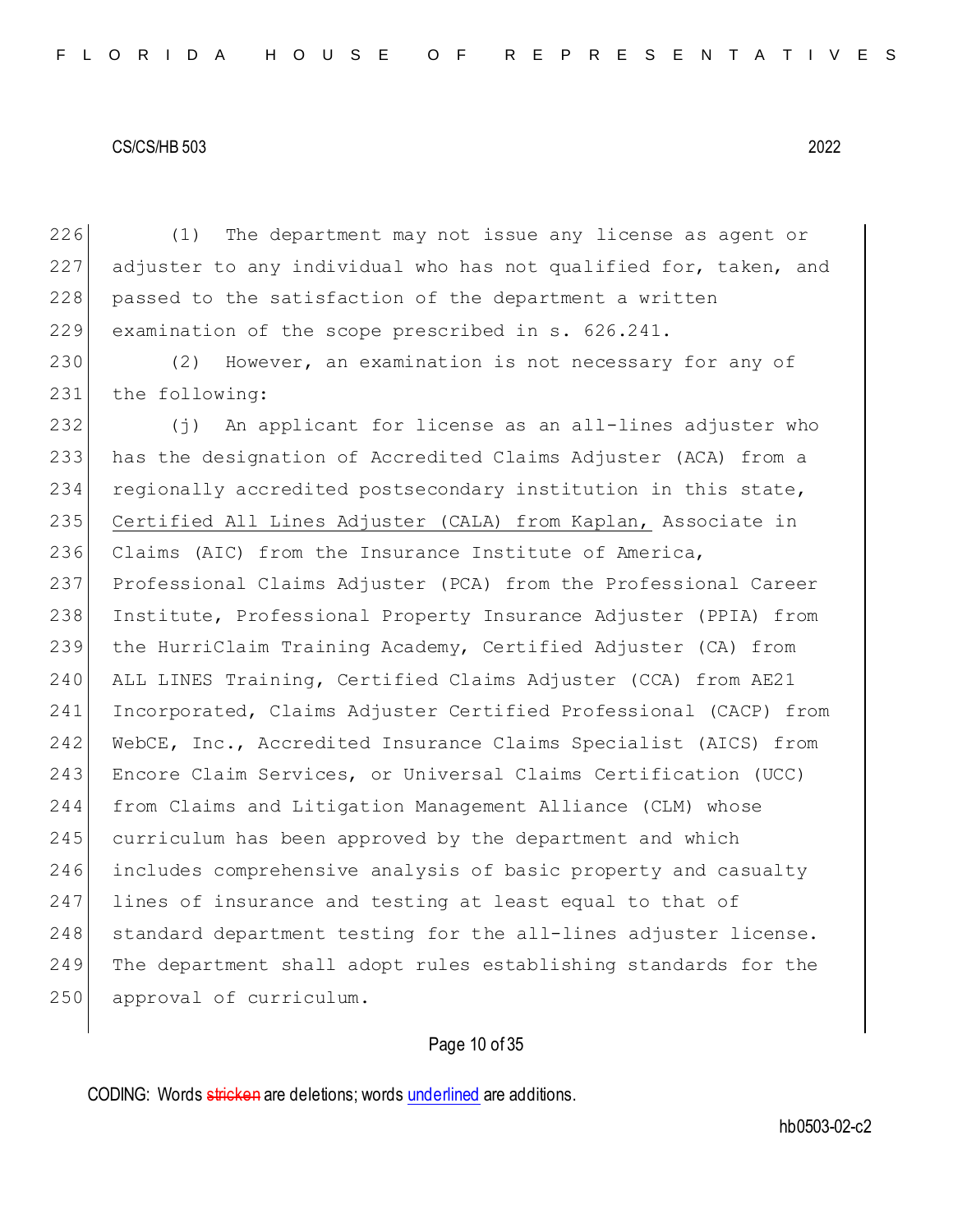(1) The department may not issue any license as agent or adjuster to any individual who has not qualified for, taken, and passed to the satisfaction of the department a written examination of the scope prescribed in s. 626.241.

(2) However, an examination is not necessary for any of the following:

(j) An applicant for license as an all-lines adjuster who has the designation of Accredited Claims Adjuster (ACA) from a regionally accredited postsecondary institution in this state, <u>Certified All Lines Adjuster (CALA) from Kaplan,</u> Associate in Claims (AIC) from the Insurance Institute of America, Professional Claims Adjuster (PCA) from the Professional Career Institute, Professional Property Insurance Adjuster (PPIA) from the HurriClaim Training Academy, Certified Adjuster (CA) from ALL LINES Training, Certified Claims Adjuster (CCA) from AE21 Incorporated, Claims Adjuster Certified Professional (CACP) from WebCE, Inc., Accredited Insurance Claims Specialist (AICS) from Encore Claim Services, or Universal Claims Certification (UCC) from Claims and Litigation Management Alliance (CLM) whose curriculum has been approved by the department and which includes comprehensive analysis of basic property and casualty lines of insurance and testing at least equal to that of standard department testing for the all-lines adjuster license. The department shall adopt rules establishing standards for the approval of curriculum.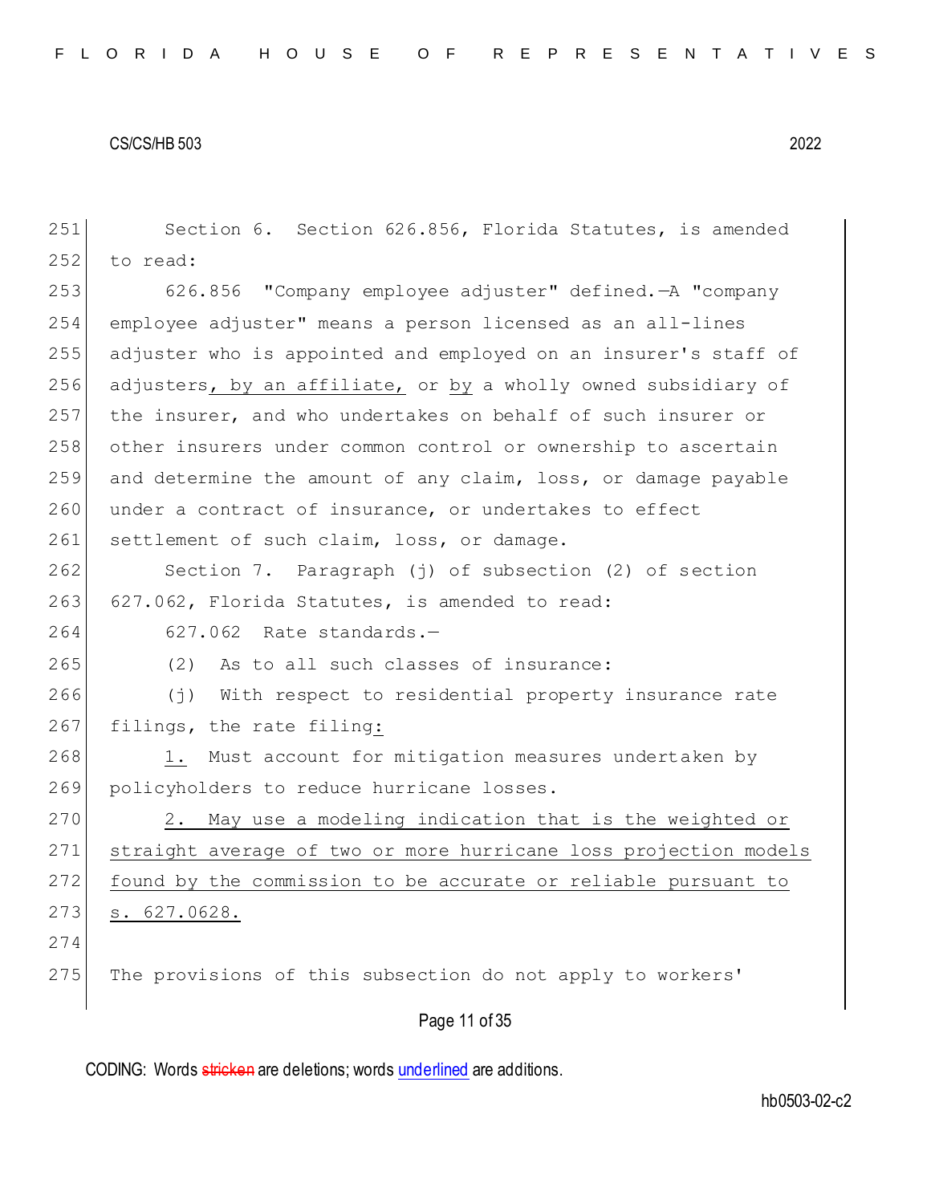Section 6. Section 626.856, Florida Statutes, is amended to read:

626.856 "Company employee adjuster" defined.—A "company employee adjuster" means a person licensed as an all-lines adjuster who is appointed and employed on an insurer's staff of adjusters, by an affiliate, or by a wholly owned subsidiary of the insurer, and who undertakes on behalf of such insurer or other insurers under common control or ownership to ascertain and determine the amount of any claim, loss, or damage payable under a contract of insurance, or undertakes to effect settlement of such claim, loss, or damage.

Section 7. Paragraph (j) of subsection (2) of section 627.062, Florida Statutes, is amended to read:

627.062 Rate standards.—

(2) As to all such classes of insurance:

(j) With respect to residential property insurance rate filings, the rate filing:

1. Must account for mitigation measures undertaken by policyholders to reduce hurricane losses.

2. May use a modeling indication that is the weighted or straight average of two or more hurricane loss projection models found by the commission to be accurate or reliable pursuant to s. 627.0628.

The provisions of this subsection do not apply to workers'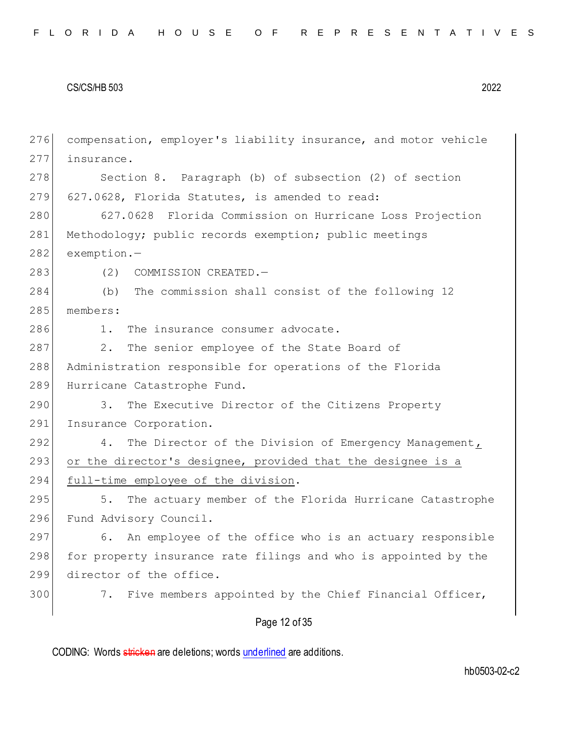compensation, employer's liability insurance, and motor vehicle insurance.

Section 8. Paragraph (b) of subsection (2) of section 627.0628, Florida Statutes, is amended to read:

627.0628 Florida Commission on Hurricane Loss Projection Methodology; public records exemption; public meetings exemption.—

(2) COMMISSION CREATED.—

(b) The commission shall consist of the following 12 members:

1. The insurance consumer advocate.

2. The senior employee of the State Board of Administration responsible for operations of the Florida Hurricane Catastrophe Fund.

3. The Executive Director of the Citizens Property Insurance Corporation.

4. The Director of the Division of Emergency Management, or the director's designee, provided that the designee is a full-time employee of the division.

5. The actuary member of the Florida Hurricane Catastrophe Fund Advisory Council.

6. An employee of the office who is an actuary responsible for property insurance rate filings and who is appointed by the director of the office.

7. Five members appointed by the Chief Financial Officer,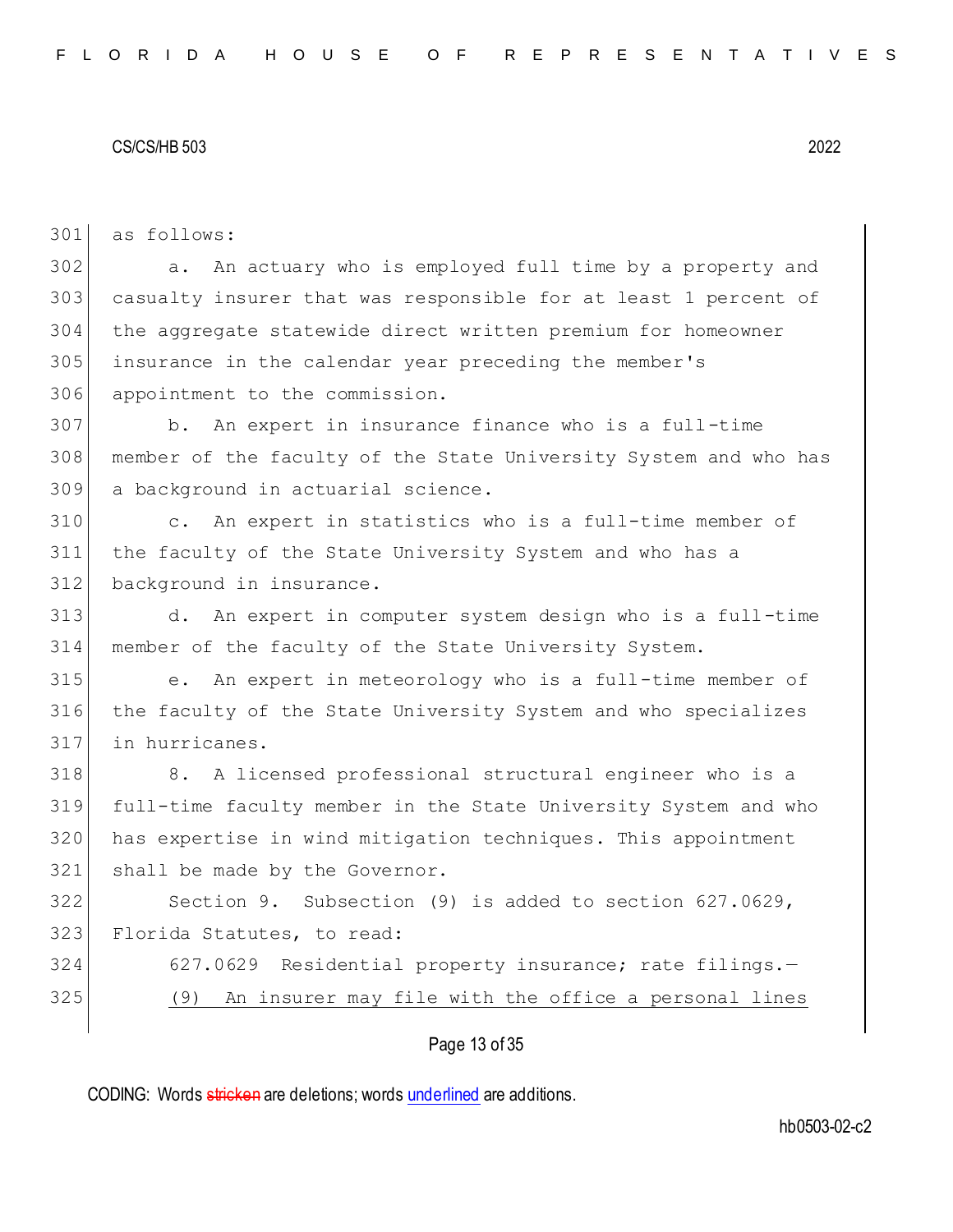as follows:

a. An actuary who is employed full time by a property and casualty insurer that was responsible for at least 1 percent of the aggregate statewide direct written premium for homeowner insurance in the calendar year preceding the member's appointment to the commission.

b. An expert in insurance finance who is a full-time member of the faculty of the State University System and who has a background in actuarial science.

c. An expert in statistics who is a full-time member of the faculty of the State University System and who has a background in insurance.

d. An expert in computer system design who is a full-time member of the faculty of the State University System.

e. An expert in meteorology who is a full-time member of the faculty of the State University System and who specializes in hurricanes.

8. A licensed professional structural engineer who is a full-time faculty member in the State University System and who has expertise in wind mitigation techniques. This appointment shall be made by the Governor.

Section 9. Subsection (9) is added to section 627.0629, Florida Statutes, to read:

627.0629 Residential property insurance; rate filings.—

<u>(9) An insurer may file with the office a personal lines</u>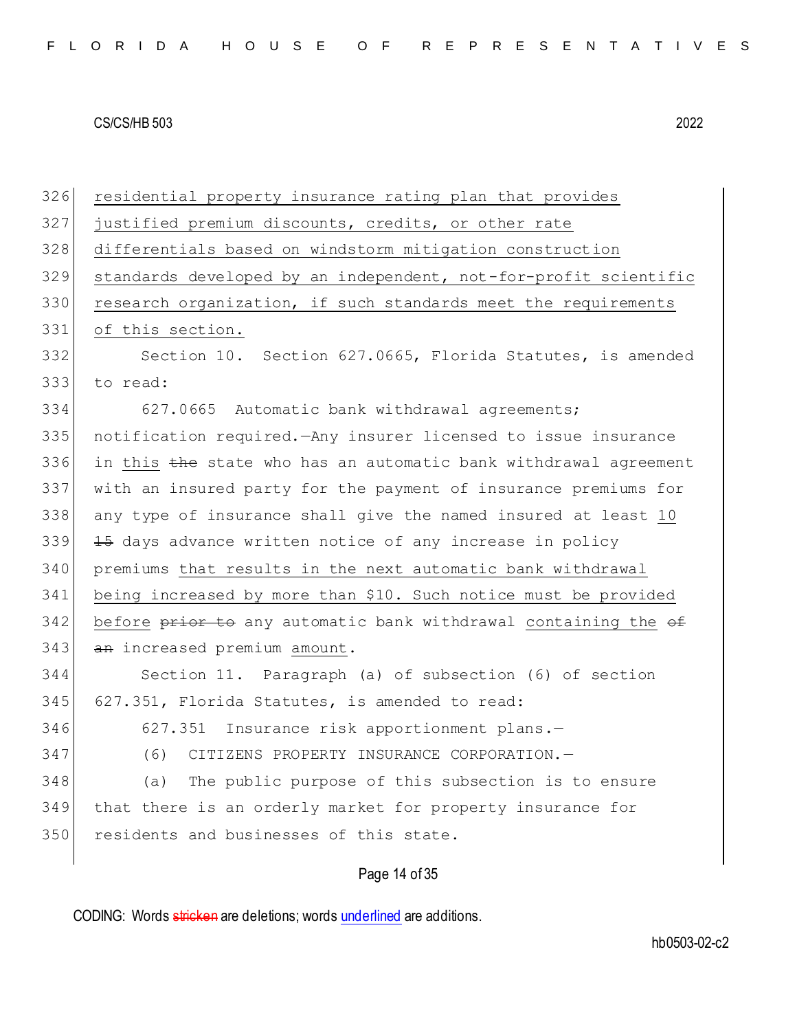326 residential property insurance rating plan that provides
327 justified premium discounts, credits, or other rate
328 differentials based on windstorm mitigation construction
329 standards developed by an independent, not-for-profit scientific
330 research organization, if such standards meet the requirements
331 of this section.

332 Section 10. Section 627.0665, Florida Statutes, is amended
333 to read:

334 627.0665 Automatic bank withdrawal agreements;
335 notification required.—Any insurer licensed to issue insurance
336 in this ~~the~~ state who has an automatic bank withdrawal agreement
337 with an insured party for the payment of insurance premiums for
338 any type of insurance shall give the named insured at least 10
339 ~~15~~ days advance written notice of any increase in policy
340 premiums that results in the next automatic bank withdrawal
341 being increased by more than $10. Such notice must be provided
342 before ~~prior to~~ any automatic bank withdrawal containing the ~~of~~
343 ~~an~~ increased premium amount.

344 Section 11. Paragraph (a) of subsection (6) of section
345 627.351, Florida Statutes, is amended to read:

346 627.351 Insurance risk apportionment plans.—

347 (6) CITIZENS PROPERTY INSURANCE CORPORATION.—

348 (a) The public purpose of this subsection is to ensure
349 that there is an orderly market for property insurance for
350 residents and businesses of this state.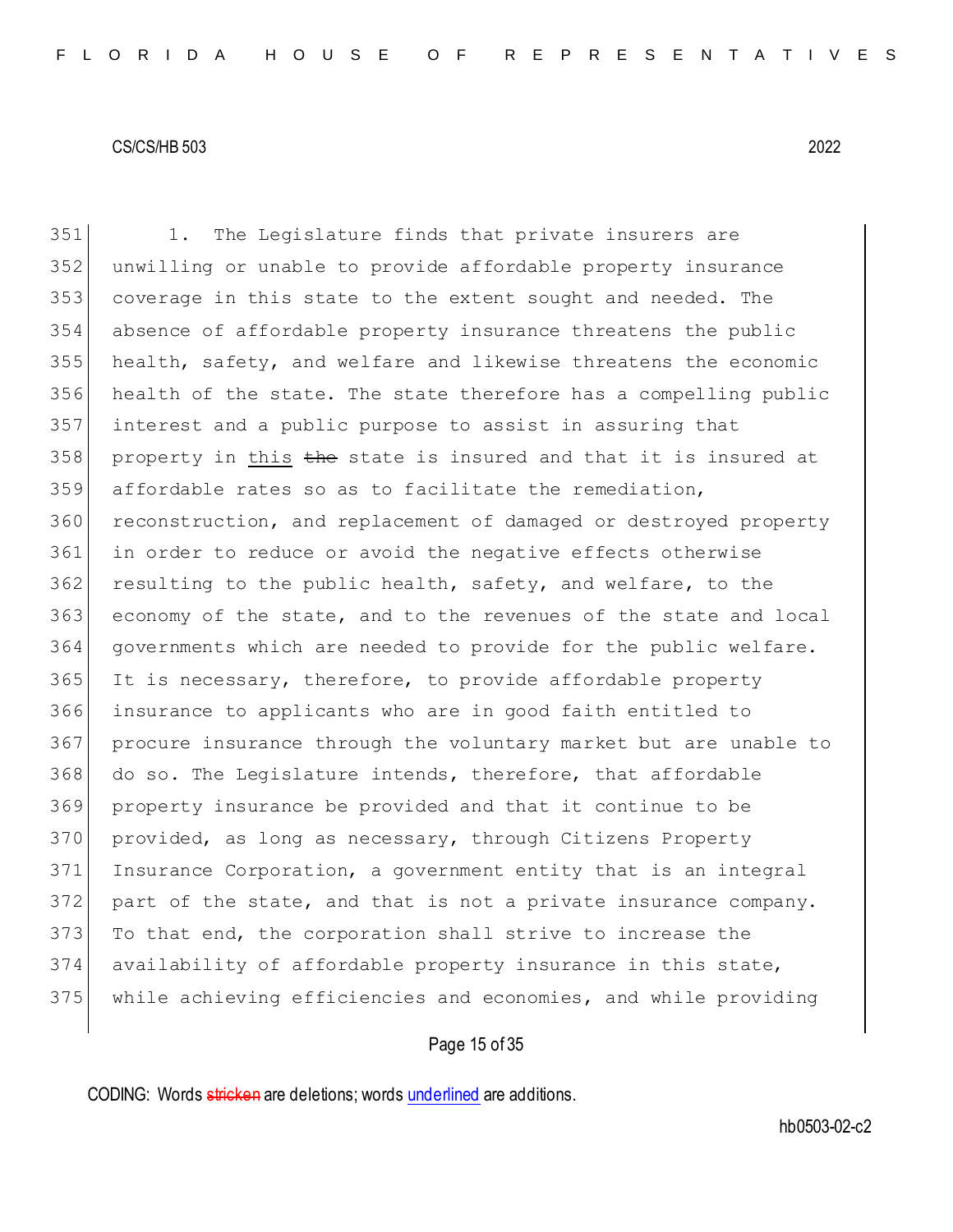1. The Legislature finds that private insurers are unwilling or unable to provide affordable property insurance coverage in this state to the extent sought and needed. The absence of affordable property insurance threatens the public health, safety, and welfare and likewise threatens the economic health of the state. The state therefore has a compelling public interest and a public purpose to assist in assuring that property in <u>this</u> ~~the~~ state is insured and that it is insured at affordable rates so as to facilitate the remediation, reconstruction, and replacement of damaged or destroyed property in order to reduce or avoid the negative effects otherwise resulting to the public health, safety, and welfare, to the economy of the state, and to the revenues of the state and local governments which are needed to provide for the public welfare. It is necessary, therefore, to provide affordable property insurance to applicants who are in good faith entitled to procure insurance through the voluntary market but are unable to do so. The Legislature intends, therefore, that affordable property insurance be provided and that it continue to be provided, as long as necessary, through Citizens Property Insurance Corporation, a government entity that is an integral part of the state, and that is not a private insurance company. To that end, the corporation shall strive to increase the availability of affordable property insurance in this state, while achieving efficiencies and economies, and while providing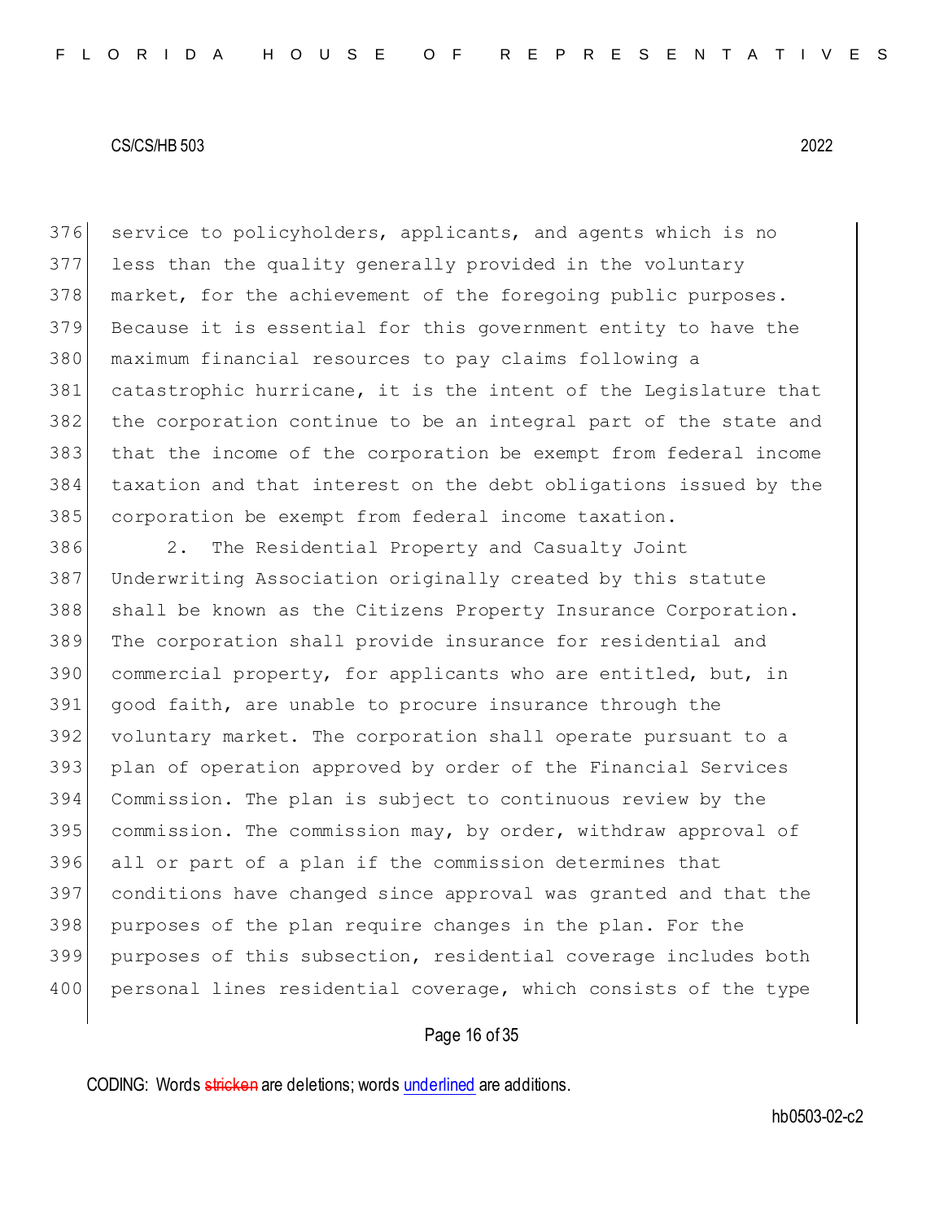service to policyholders, applicants, and agents which is no less than the quality generally provided in the voluntary market, for the achievement of the foregoing public purposes. Because it is essential for this government entity to have the maximum financial resources to pay claims following a catastrophic hurricane, it is the intent of the Legislature that the corporation continue to be an integral part of the state and that the income of the corporation be exempt from federal income taxation and that interest on the debt obligations issued by the corporation be exempt from federal income taxation.

2. The Residential Property and Casualty Joint Underwriting Association originally created by this statute shall be known as the Citizens Property Insurance Corporation. The corporation shall provide insurance for residential and commercial property, for applicants who are entitled, but, in good faith, are unable to procure insurance through the voluntary market. The corporation shall operate pursuant to a plan of operation approved by order of the Financial Services Commission. The plan is subject to continuous review by the commission. The commission may, by order, withdraw approval of all or part of a plan if the commission determines that conditions have changed since approval was granted and that the purposes of the plan require changes in the plan. For the purposes of this subsection, residential coverage includes both personal lines residential coverage, which consists of the type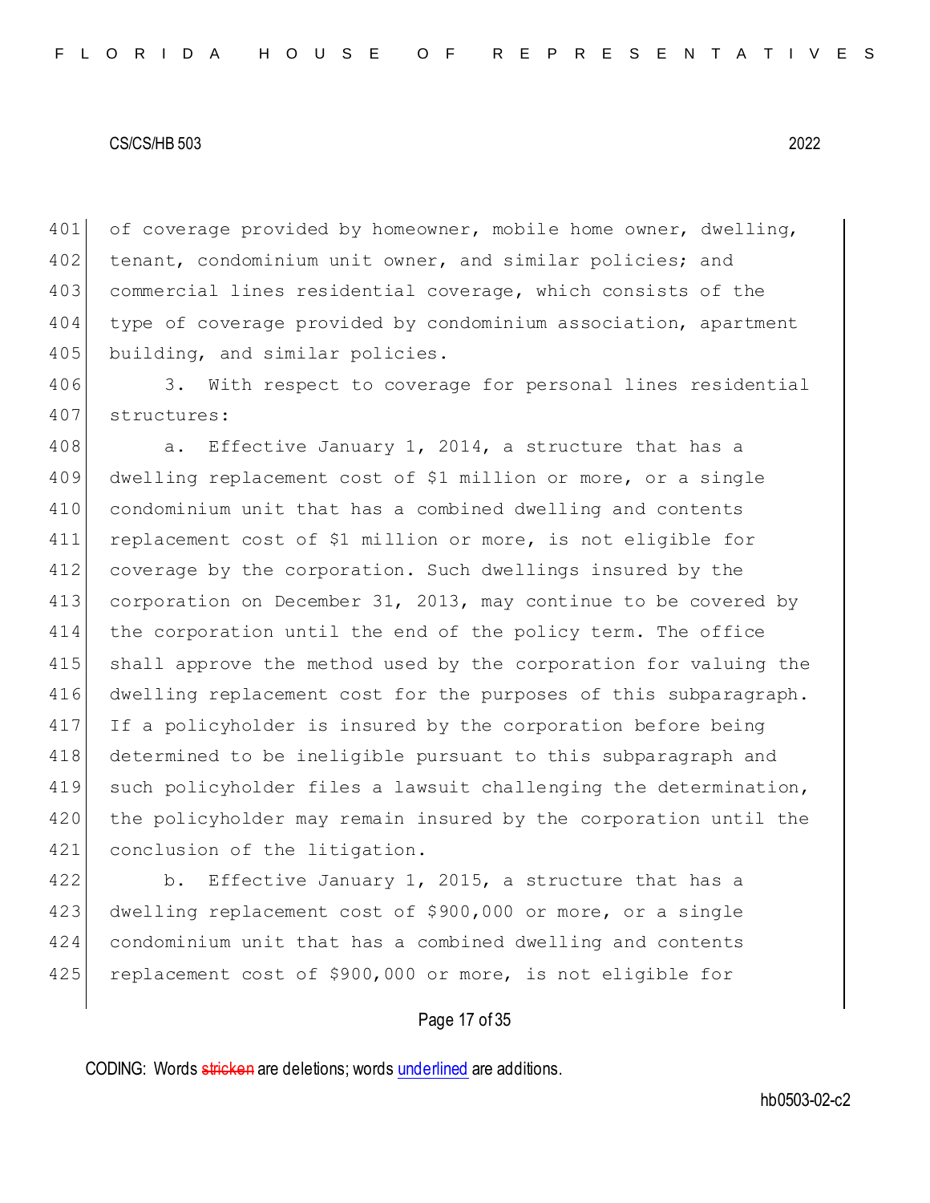of coverage provided by homeowner, mobile home owner, dwelling, tenant, condominium unit owner, and similar policies; and commercial lines residential coverage, which consists of the type of coverage provided by condominium association, apartment building, and similar policies.

3. With respect to coverage for personal lines residential structures:

a. Effective January 1, 2014, a structure that has a dwelling replacement cost of $1 million or more, or a single condominium unit that has a combined dwelling and contents replacement cost of $1 million or more, is not eligible for coverage by the corporation. Such dwellings insured by the corporation on December 31, 2013, may continue to be covered by the corporation until the end of the policy term. The office shall approve the method used by the corporation for valuing the dwelling replacement cost for the purposes of this subparagraph. If a policyholder is insured by the corporation before being determined to be ineligible pursuant to this subparagraph and such policyholder files a lawsuit challenging the determination, the policyholder may remain insured by the corporation until the conclusion of the litigation.

b. Effective January 1, 2015, a structure that has a dwelling replacement cost of $900,000 or more, or a single condominium unit that has a combined dwelling and contents replacement cost of $900,000 or more, is not eligible for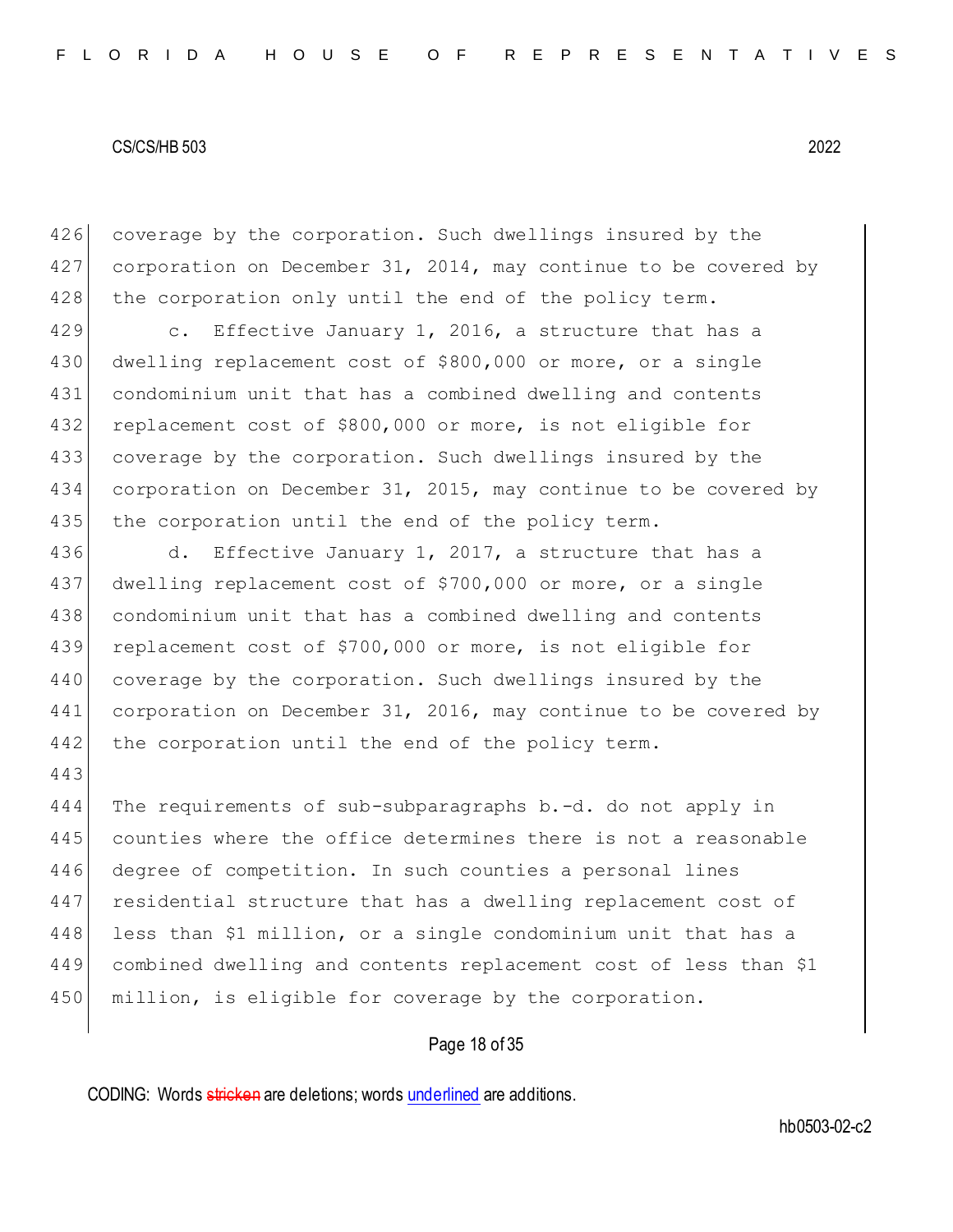coverage by the corporation. Such dwellings insured by the corporation on December 31, 2014, may continue to be covered by the corporation only until the end of the policy term.

c. Effective January 1, 2016, a structure that has a dwelling replacement cost of $800,000 or more, or a single condominium unit that has a combined dwelling and contents replacement cost of $800,000 or more, is not eligible for coverage by the corporation. Such dwellings insured by the corporation on December 31, 2015, may continue to be covered by the corporation until the end of the policy term.

d. Effective January 1, 2017, a structure that has a dwelling replacement cost of $700,000 or more, or a single condominium unit that has a combined dwelling and contents replacement cost of $700,000 or more, is not eligible for coverage by the corporation. Such dwellings insured by the corporation on December 31, 2016, may continue to be covered by the corporation until the end of the policy term.

The requirements of sub-subparagraphs b.-d. do not apply in counties where the office determines there is not a reasonable degree of competition. In such counties a personal lines residential structure that has a dwelling replacement cost of less than $1 million, or a single condominium unit that has a combined dwelling and contents replacement cost of less than $1 million, is eligible for coverage by the corporation.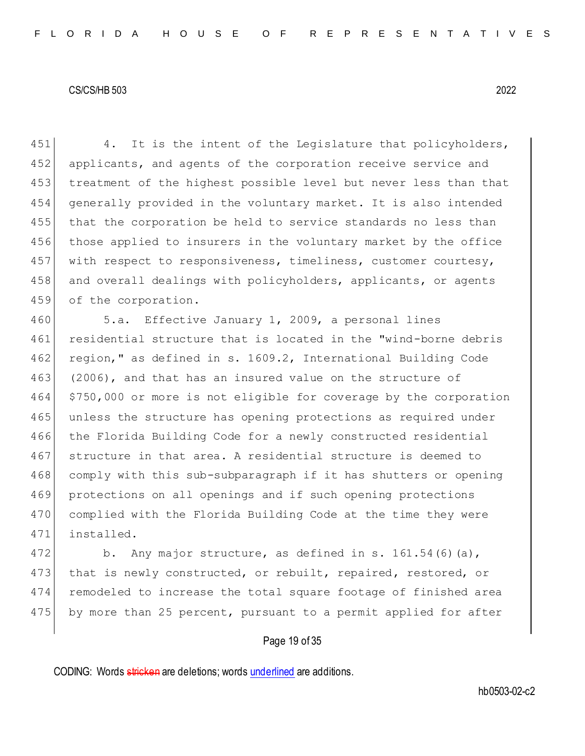4. It is the intent of the Legislature that policyholders, applicants, and agents of the corporation receive service and treatment of the highest possible level but never less than that generally provided in the voluntary market. It is also intended that the corporation be held to service standards no less than those applied to insurers in the voluntary market by the office with respect to responsiveness, timeliness, customer courtesy, and overall dealings with policyholders, applicants, or agents of the corporation.

5.a. Effective January 1, 2009, a personal lines residential structure that is located in the "wind-borne debris region," as defined in s. 1609.2, International Building Code (2006), and that has an insured value on the structure of $750,000 or more is not eligible for coverage by the corporation unless the structure has opening protections as required under the Florida Building Code for a newly constructed residential structure in that area. A residential structure is deemed to comply with this sub-subparagraph if it has shutters or opening protections on all openings and if such opening protections complied with the Florida Building Code at the time they were installed.

b. Any major structure, as defined in s. 161.54(6)(a), that is newly constructed, or rebuilt, repaired, restored, or remodeled to increase the total square footage of finished area by more than 25 percent, pursuant to a permit applied for after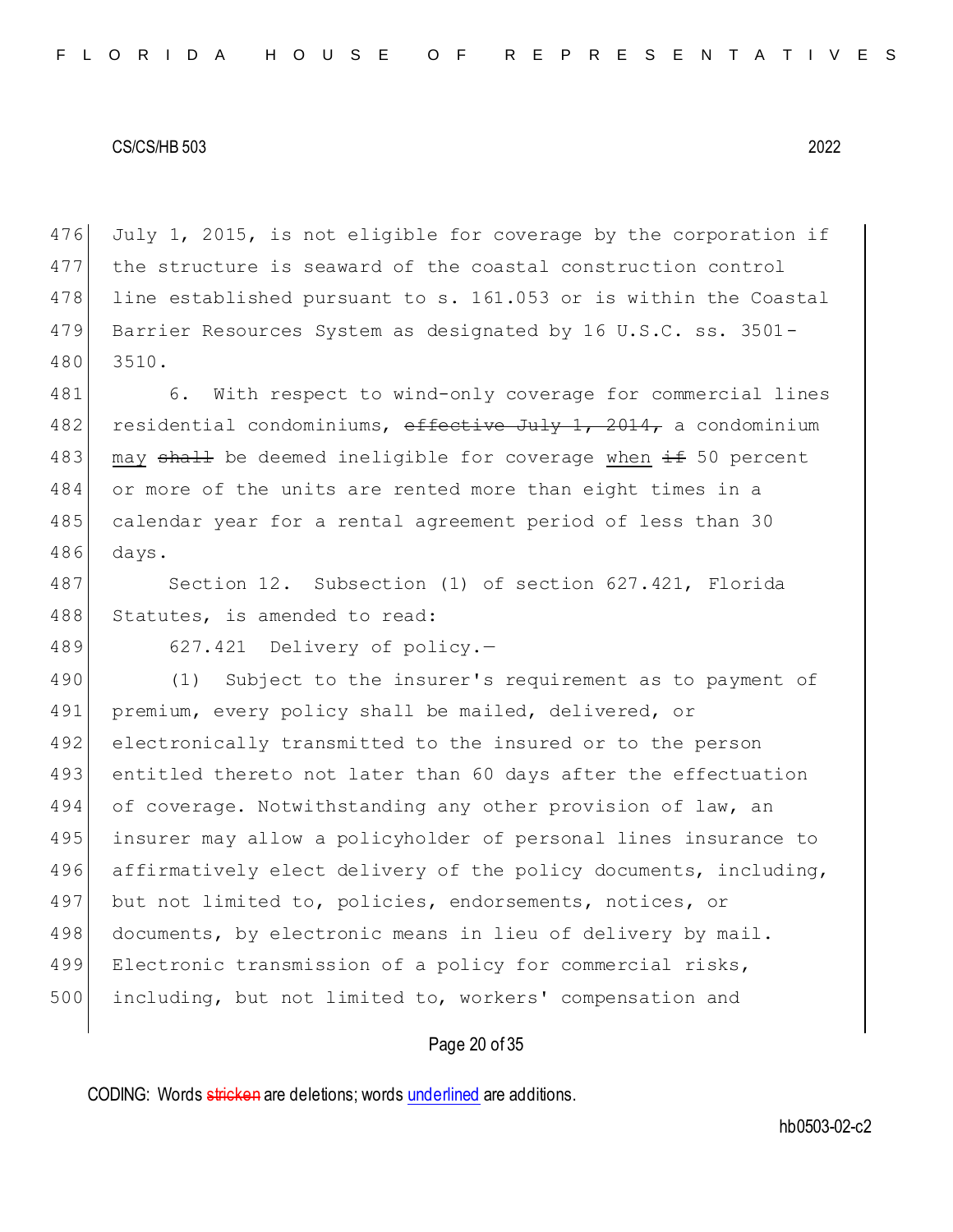July 1, 2015, is not eligible for coverage by the corporation if the structure is seaward of the coastal construction control line established pursuant to s. 161.053 or is within the Coastal Barrier Resources System as designated by 16 U.S.C. ss. 3501-3510.

6. With respect to wind-only coverage for commercial lines residential condominiums, ~~effective July 1, 2014,~~ a condominium <u>may</u> ~~shall~~ be deemed ineligible for coverage <u>when</u> ~~if~~ 50 percent or more of the units are rented more than eight times in a calendar year for a rental agreement period of less than 30 days.

Section 12. Subsection (1) of section 627.421, Florida Statutes, is amended to read:

627.421 Delivery of policy.—

(1) Subject to the insurer's requirement as to payment of premium, every policy shall be mailed, delivered, or electronically transmitted to the insured or to the person entitled thereto not later than 60 days after the effectuation of coverage. Notwithstanding any other provision of law, an insurer may allow a policyholder of personal lines insurance to affirmatively elect delivery of the policy documents, including, but not limited to, policies, endorsements, notices, or documents, by electronic means in lieu of delivery by mail. Electronic transmission of a policy for commercial risks, including, but not limited to, workers' compensation and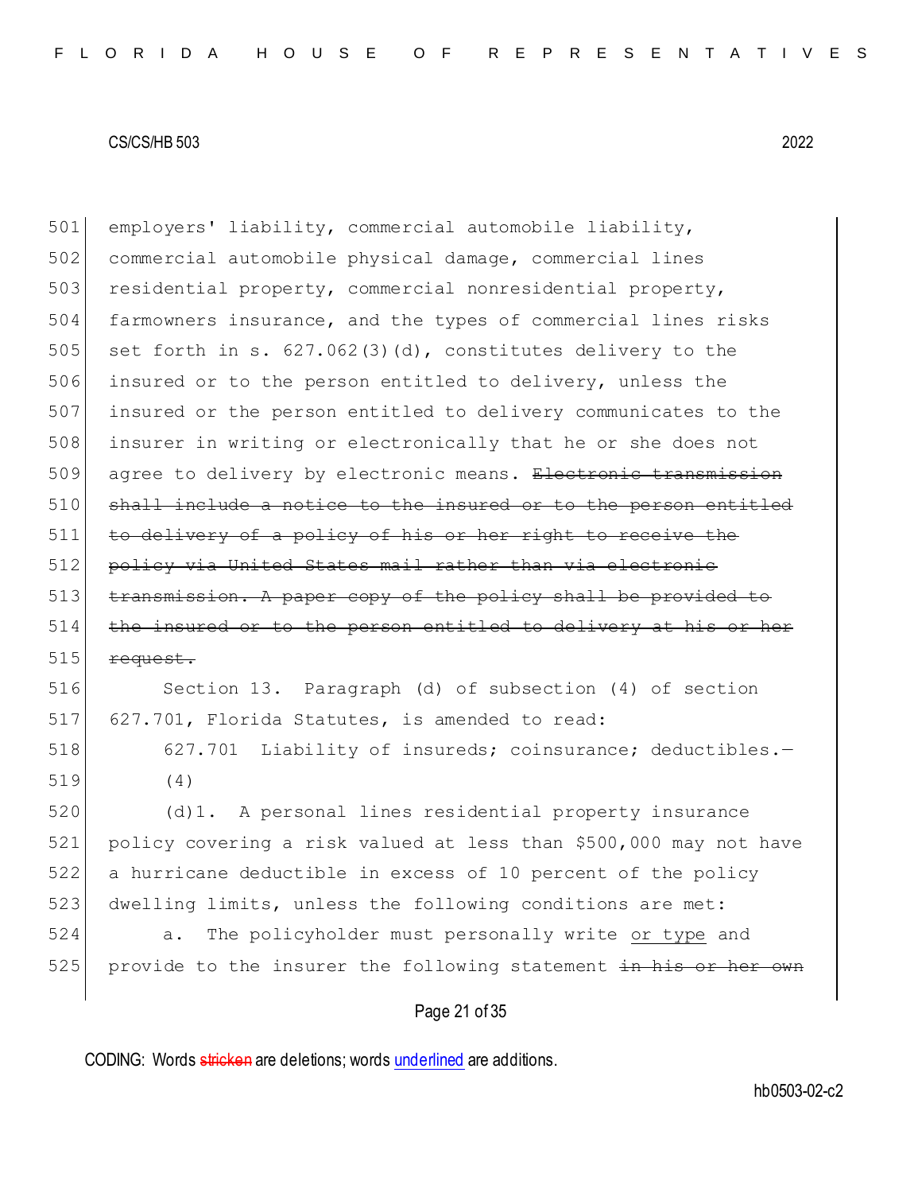employers' liability, commercial automobile liability, commercial automobile physical damage, commercial lines residential property, commercial nonresidential property, farmowners insurance, and the types of commercial lines risks set forth in s. 627.062(3)(d), constitutes delivery to the insured or to the person entitled to delivery, unless the insured or the person entitled to delivery communicates to the insurer in writing or electronically that he or she does not agree to delivery by electronic means. ~~Electronic transmission shall include a notice to the insured or to the person entitled to delivery of a policy of his or her right to receive the policy via United States mail rather than via electronic transmission. A paper copy of the policy shall be provided to the insured or to the person entitled to delivery at his or her request.~~

Section 13. Paragraph (d) of subsection (4) of section 627.701, Florida Statutes, is amended to read:

627.701 Liability of insureds; coinsurance; deductibles.—

(4)

(d)1. A personal lines residential property insurance policy covering a risk valued at less than $500,000 may not have a hurricane deductible in excess of 10 percent of the policy dwelling limits, unless the following conditions are met:

a. The policyholder must personally write <u>or type</u> and provide to the insurer the following statement ~~in his or her own~~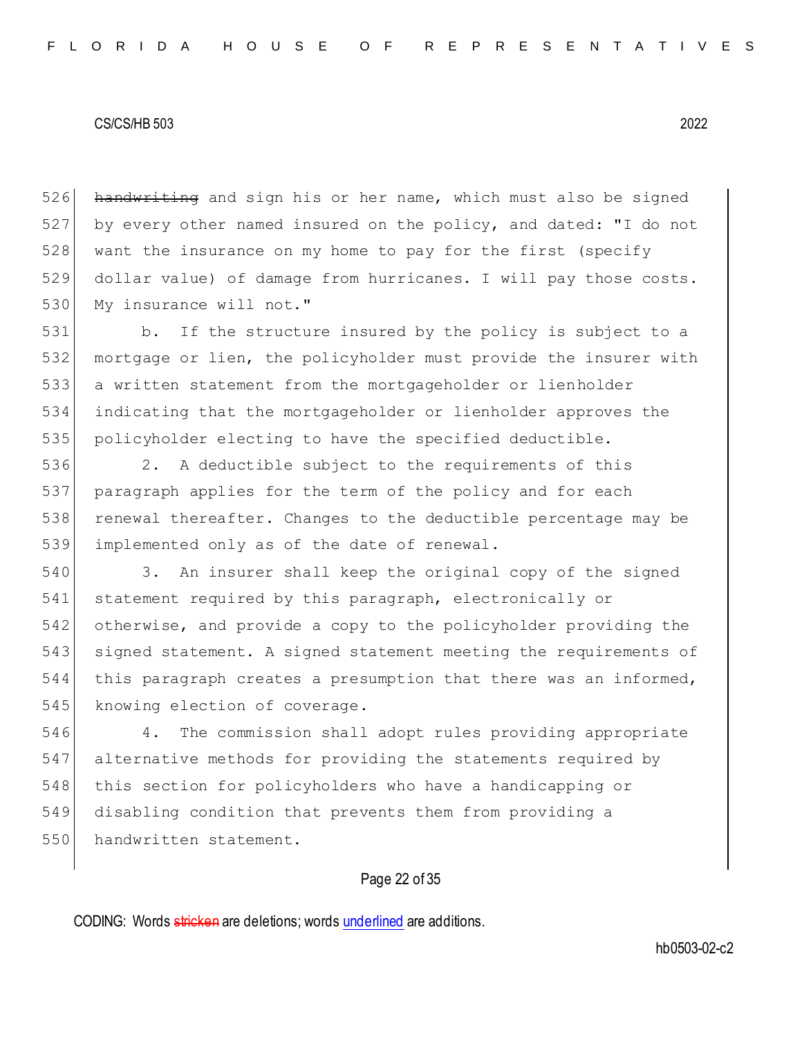~~handwriting~~ and sign his or her name, which must also be signed by every other named insured on the policy, and dated: "I do not want the insurance on my home to pay for the first (specify dollar value) of damage from hurricanes. I will pay those costs. My insurance will not."

b. If the structure insured by the policy is subject to a mortgage or lien, the policyholder must provide the insurer with a written statement from the mortgageholder or lienholder indicating that the mortgageholder or lienholder approves the policyholder electing to have the specified deductible.

2. A deductible subject to the requirements of this paragraph applies for the term of the policy and for each renewal thereafter. Changes to the deductible percentage may be implemented only as of the date of renewal.

3. An insurer shall keep the original copy of the signed statement required by this paragraph, electronically or otherwise, and provide a copy to the policyholder providing the signed statement. A signed statement meeting the requirements of this paragraph creates a presumption that there was an informed, knowing election of coverage.

4. The commission shall adopt rules providing appropriate alternative methods for providing the statements required by this section for policyholders who have a handicapping or disabling condition that prevents them from providing a handwritten statement.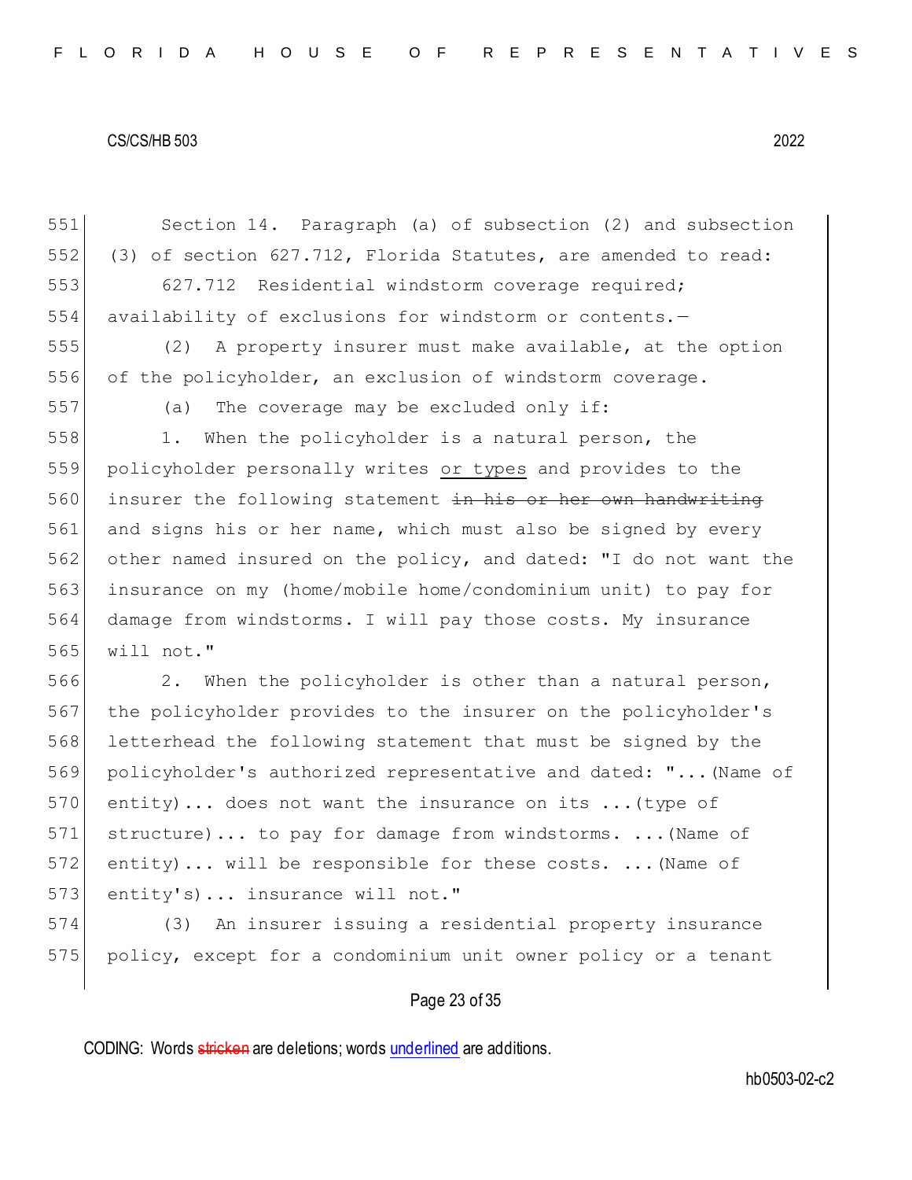Section 14. Paragraph (a) of subsection (2) and subsection (3) of section 627.712, Florida Statutes, are amended to read:

627.712 Residential windstorm coverage required; availability of exclusions for windstorm or contents.—

(2) A property insurer must make available, at the option of the policyholder, an exclusion of windstorm coverage.

(a) The coverage may be excluded only if:

1. When the policyholder is a natural person, the policyholder personally writes <u>or types</u> and provides to the insurer the following statement ~~in his or her own handwriting~~ and signs his or her name, which must also be signed by every other named insured on the policy, and dated: "I do not want the insurance on my (home/mobile home/condominium unit) to pay for damage from windstorms. I will pay those costs. My insurance will not."

2. When the policyholder is other than a natural person, the policyholder provides to the insurer on the policyholder's letterhead the following statement that must be signed by the policyholder's authorized representative and dated: "...(Name of entity)... does not want the insurance on its ...(type of structure)... to pay for damage from windstorms. ...(Name of entity)... will be responsible for these costs. ...(Name of entity's)... insurance will not."

(3) An insurer issuing a residential property insurance policy, except for a condominium unit owner policy or a tenant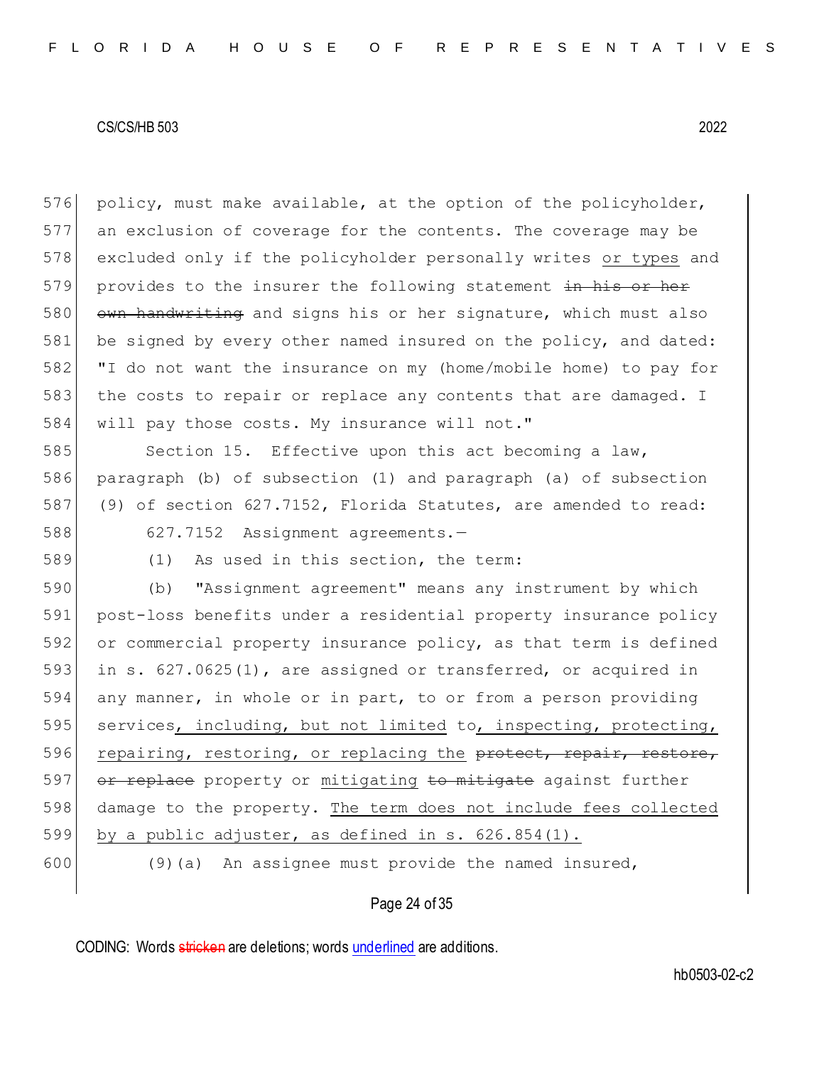policy, must make available, at the option of the policyholder, an exclusion of coverage for the contents. The coverage may be excluded only if the policyholder personally writes <u>or types</u> and provides to the insurer the following statement ~~in his or her own handwriting~~ and signs his or her signature, which must also be signed by every other named insured on the policy, and dated: "I do not want the insurance on my (home/mobile home) to pay for the costs to repair or replace any contents that are damaged. I will pay those costs. My insurance will not."

Section 15. Effective upon this act becoming a law, paragraph (b) of subsection (1) and paragraph (a) of subsection (9) of section 627.7152, Florida Statutes, are amended to read:

627.7152 Assignment agreements.—

(1) As used in this section, the term:

(b) "Assignment agreement" means any instrument by which post-loss benefits under a residential property insurance policy or commercial property insurance policy, as that term is defined in s. 627.0625(1), are assigned or transferred, or acquired in any manner, in whole or in part, to or from a person providing services<u>, including, but not limited</u> to<u>, inspecting, protecting, repairing, restoring, or replacing the</u> ~~protect, repair, restore, or replace~~ property or <u>mitigating</u> ~~to mitigate~~ against further damage to the property. <u>The term does not include fees collected by a public adjuster, as defined in s. 626.854(1).</u>

(9)(a) An assignee must provide the named insured,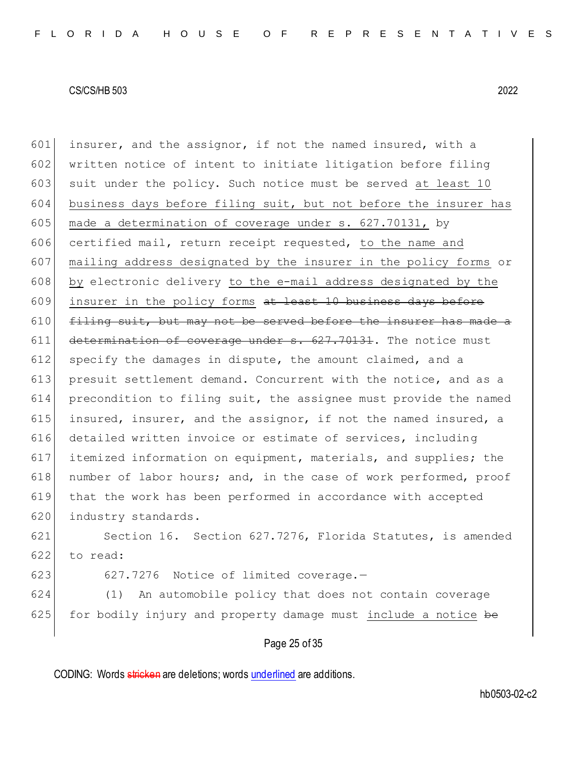insurer, and the assignor, if not the named insured, with a written notice of intent to initiate litigation before filing suit under the policy. Such notice must be served <u>at least 10 business days before filing suit, but not before the insurer has made a determination of coverage under s. 627.70131,</u> by certified mail, return receipt requested, <u>to the name and mailing address designated by the insurer in the policy forms</u> or <u>by</u> electronic delivery <u>to the e-mail address designated by the insurer in the policy forms</u> ~~at least 10 business days before filing suit, but may not be served before the insurer has made a determination of coverage under s. 627.70131~~. The notice must specify the damages in dispute, the amount claimed, and a presuit settlement demand. Concurrent with the notice, and as a precondition to filing suit, the assignee must provide the named insured, insurer, and the assignor, if not the named insured, a detailed written invoice or estimate of services, including itemized information on equipment, materials, and supplies; the number of labor hours; and, in the case of work performed, proof that the work has been performed in accordance with accepted industry standards.

Section 16. Section 627.7276, Florida Statutes, is amended to read:

627.7276 Notice of limited coverage.—

(1) An automobile policy that does not contain coverage for bodily injury and property damage must <u>include a notice</u> ~~be~~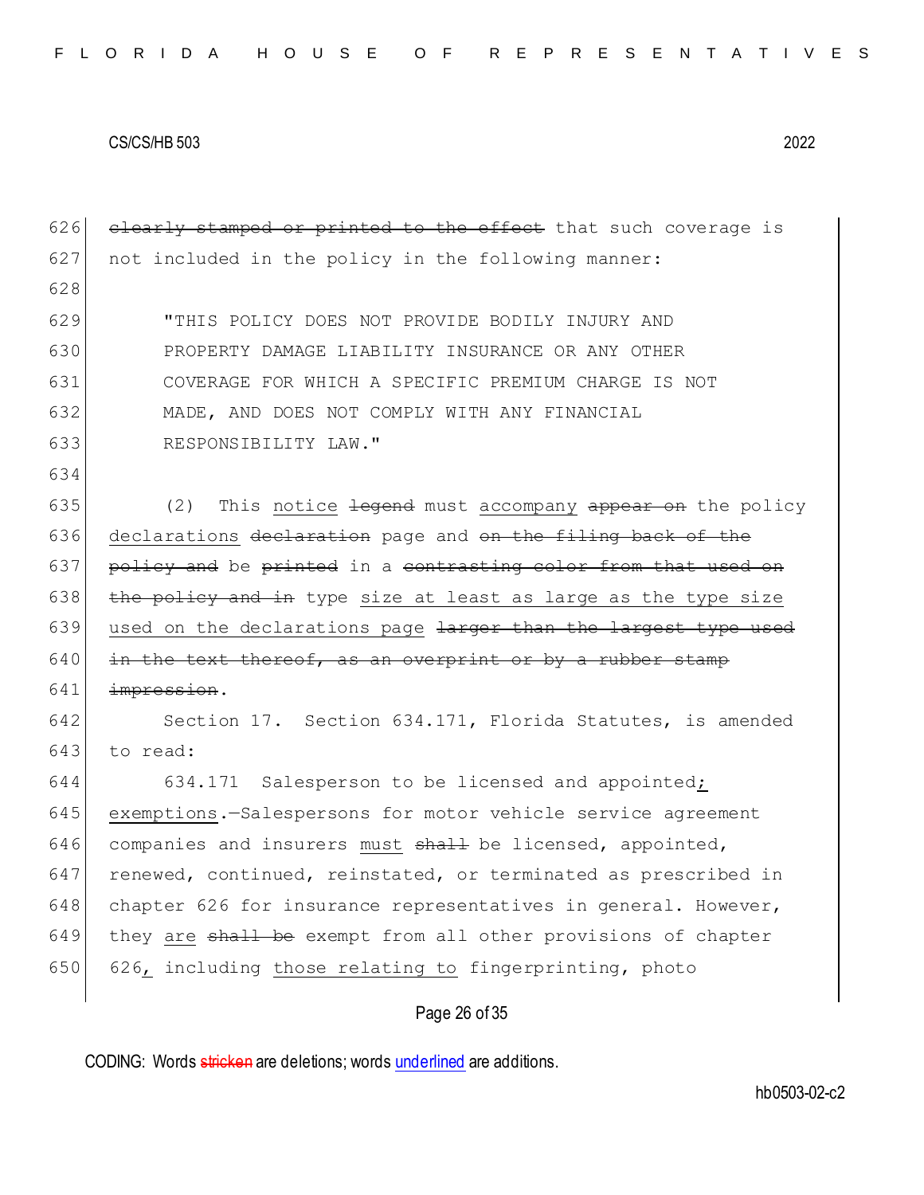~~clearly stamped or printed to the effect~~ that such coverage is not included in the policy in the following manner:

"THIS POLICY DOES NOT PROVIDE BODILY INJURY AND PROPERTY DAMAGE LIABILITY INSURANCE OR ANY OTHER COVERAGE FOR WHICH A SPECIFIC PREMIUM CHARGE IS NOT MADE, AND DOES NOT COMPLY WITH ANY FINANCIAL RESPONSIBILITY LAW."

(2) This <u>notice</u> ~~legend~~ must <u>accompany</u> ~~appear on~~ the policy <u>declarations</u> ~~declaration~~ page and ~~on the filing back of the policy and~~ be ~~printed~~ in a ~~contrasting color from that used on the policy and in~~ type <u>size at least as large as the type size used on the declarations page</u> ~~larger than the largest type used in the text thereof, as an overprint or by a rubber stamp impression~~.

Section 17. Section 634.171, Florida Statutes, is amended to read:

634.171 Salesperson to be licensed and appointed<u>; exemptions</u>.—Salespersons for motor vehicle service agreement companies and insurers <u>must</u> ~~shall~~ be licensed, appointed, renewed, continued, reinstated, or terminated as prescribed in chapter 626 for insurance representatives in general. However, they <u>are</u> ~~shall be~~ exempt from all other provisions of chapter 626<u>,</u> including <u>those relating to</u> fingerprinting, photo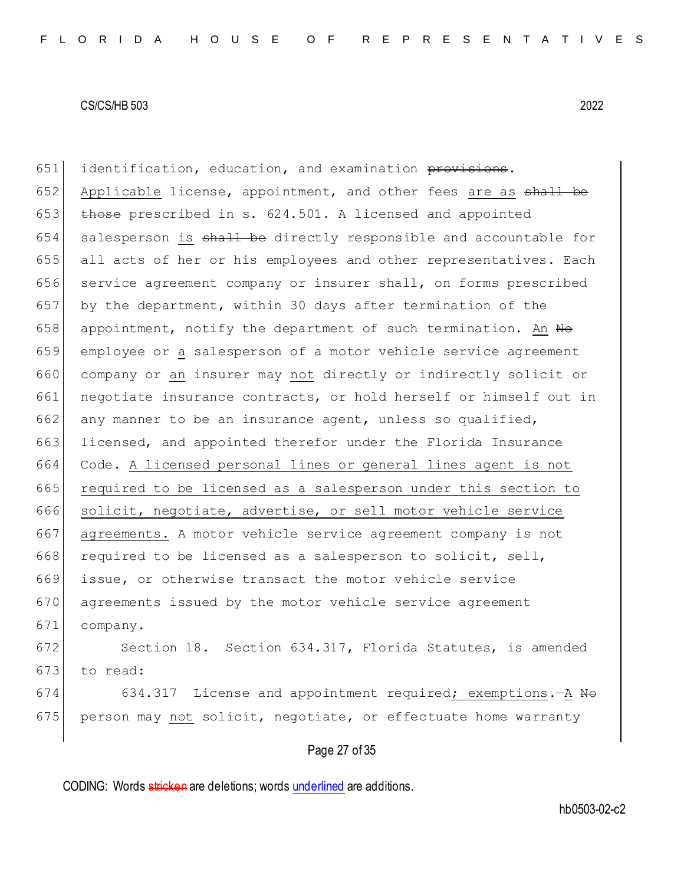identification, education, and examination ~~provisions~~. Applicable license, appointment, and other fees are as ~~shall be those~~ prescribed in s. 624.501. A licensed and appointed salesperson is ~~shall be~~ directly responsible and accountable for all acts of her or his employees and other representatives. Each service agreement company or insurer shall, on forms prescribed by the department, within 30 days after termination of the appointment, notify the department of such termination. An ~~No~~ employee or a salesperson of a motor vehicle service agreement company or an insurer may not directly or indirectly solicit or negotiate insurance contracts, or hold herself or himself out in any manner to be an insurance agent, unless so qualified, licensed, and appointed therefor under the Florida Insurance Code. A licensed personal lines or general lines agent is not required to be licensed as a salesperson under this section to solicit, negotiate, advertise, or sell motor vehicle service agreements. A motor vehicle service agreement company is not required to be licensed as a salesperson to solicit, sell, issue, or otherwise transact the motor vehicle service agreements issued by the motor vehicle service agreement company.

Section 18. Section 634.317, Florida Statutes, is amended to read:

634.317 License and appointment required; exemptions.—A ~~No~~ person may not solicit, negotiate, or effectuate home warranty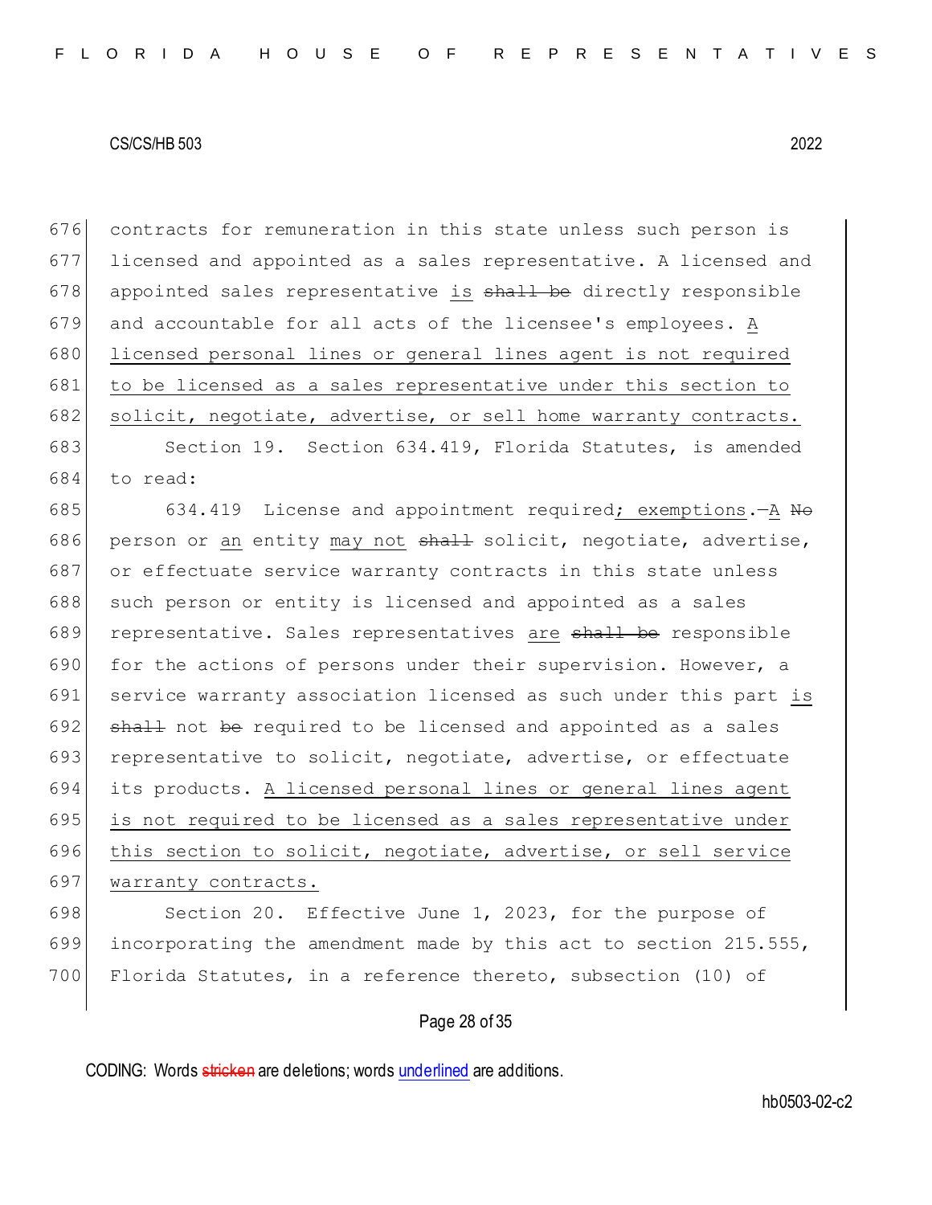contracts for remuneration in this state unless such person is licensed and appointed as a sales representative. A licensed and appointed sales representative is ~~shall be~~ directly responsible and accountable for all acts of the licensee's employees. A licensed personal lines or general lines agent is not required to be licensed as a sales representative under this section to solicit, negotiate, advertise, or sell home warranty contracts.

Section 19. Section 634.419, Florida Statutes, is amended to read:

634.419 License and appointment required; exemptions.—A ~~No~~ person or an entity may not ~~shall~~ solicit, negotiate, advertise, or effectuate service warranty contracts in this state unless such person or entity is licensed and appointed as a sales representative. Sales representatives are ~~shall be~~ responsible for the actions of persons under their supervision. However, a service warranty association licensed as such under this part is ~~shall~~ not ~~be~~ required to be licensed and appointed as a sales representative to solicit, negotiate, advertise, or effectuate its products. A licensed personal lines or general lines agent is not required to be licensed as a sales representative under this section to solicit, negotiate, advertise, or sell service warranty contracts.

Section 20. Effective June 1, 2023, for the purpose of incorporating the amendment made by this act to section 215.555, Florida Statutes, in a reference thereto, subsection (10) of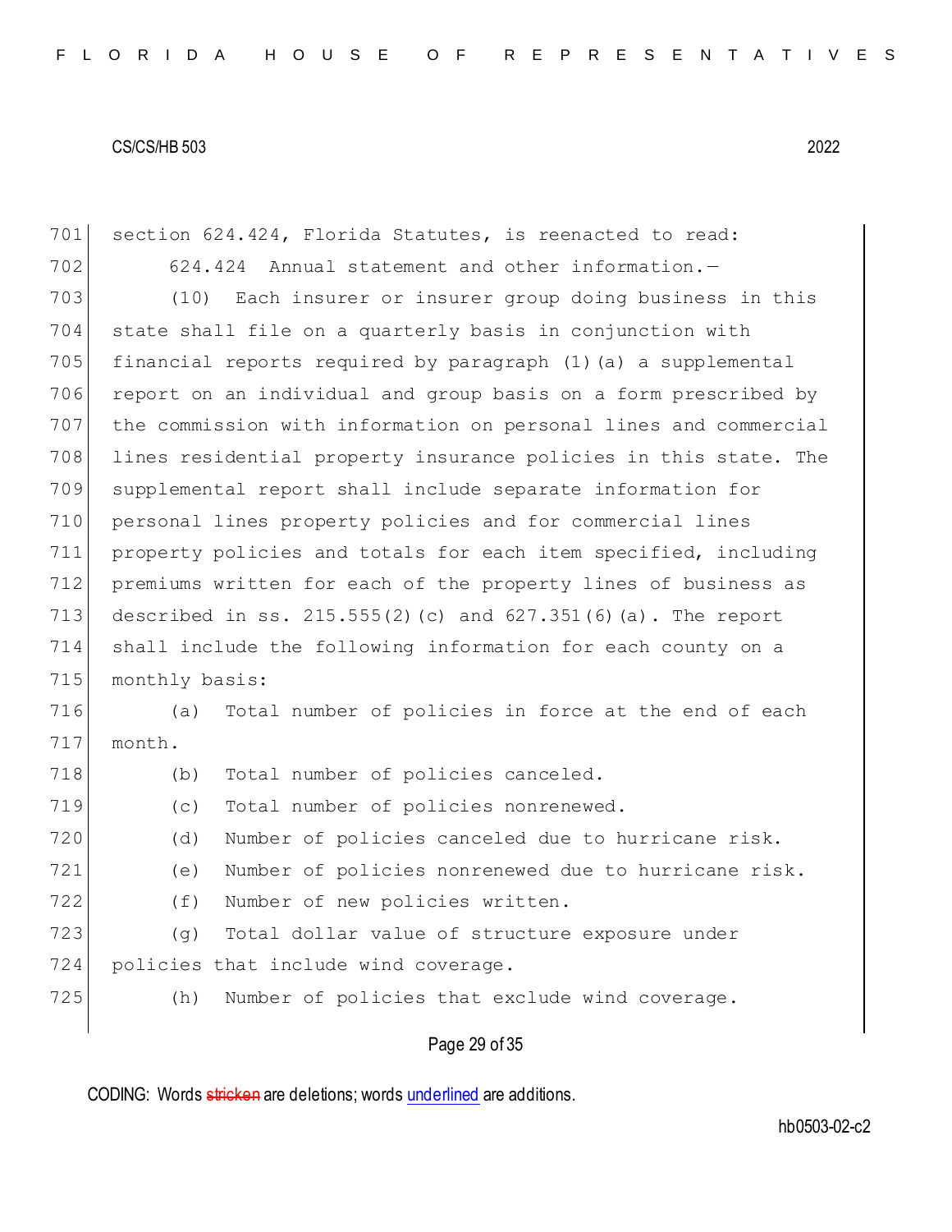section 624.424, Florida Statutes, is reenacted to read:

624.424 Annual statement and other information.—

(10) Each insurer or insurer group doing business in this state shall file on a quarterly basis in conjunction with financial reports required by paragraph (1)(a) a supplemental report on an individual and group basis on a form prescribed by the commission with information on personal lines and commercial lines residential property insurance policies in this state. The supplemental report shall include separate information for personal lines property policies and for commercial lines property policies and totals for each item specified, including premiums written for each of the property lines of business as described in ss. 215.555(2)(c) and 627.351(6)(a). The report shall include the following information for each county on a monthly basis:

(a) Total number of policies in force at the end of each month.

(b) Total number of policies canceled.

(c) Total number of policies nonrenewed.

(d) Number of policies canceled due to hurricane risk.

(e) Number of policies nonrenewed due to hurricane risk.

(f) Number of new policies written.

(g) Total dollar value of structure exposure under policies that include wind coverage.

(h) Number of policies that exclude wind coverage.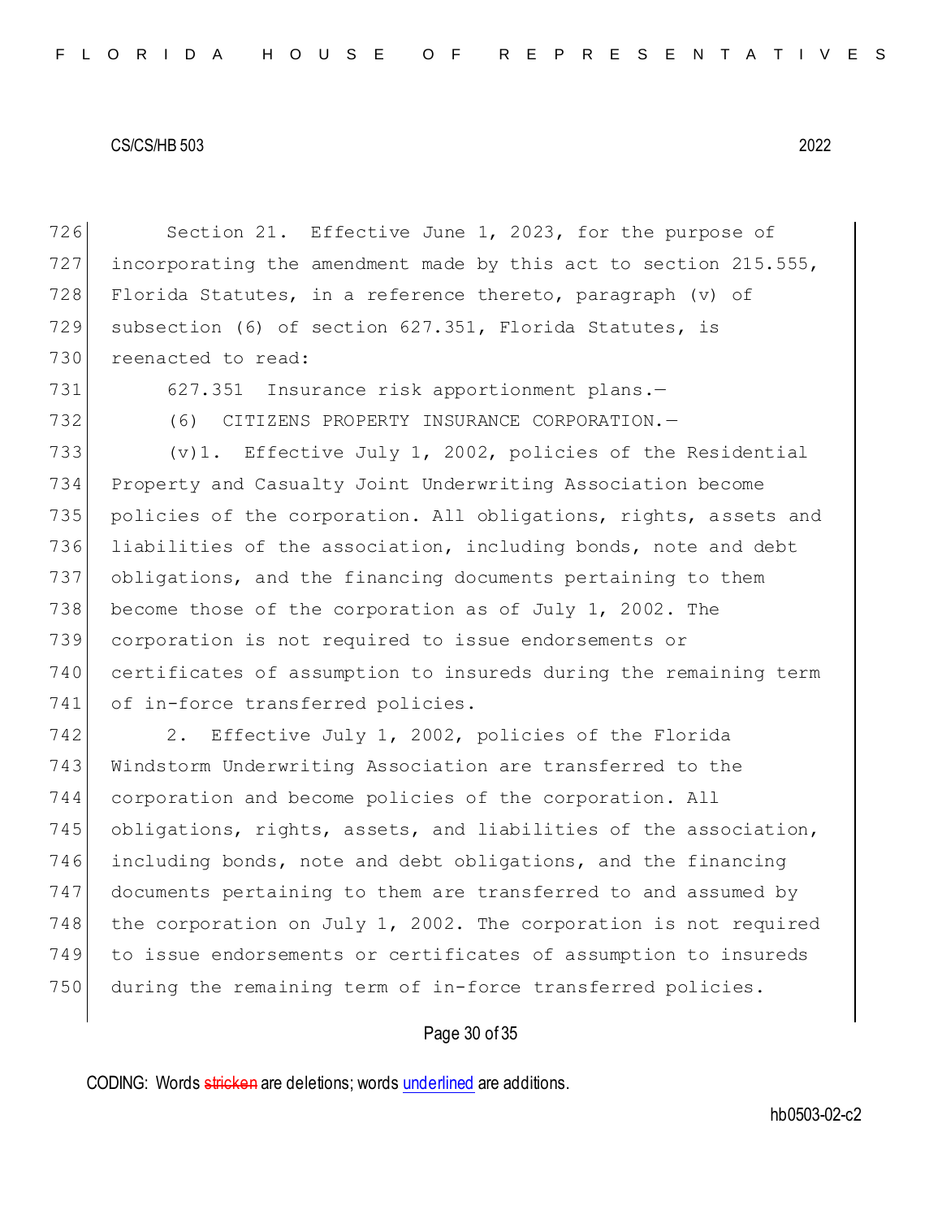Section 21. Effective June 1, 2023, for the purpose of incorporating the amendment made by this act to section 215.555, Florida Statutes, in a reference thereto, paragraph (v) of subsection (6) of section 627.351, Florida Statutes, is reenacted to read:

627.351 Insurance risk apportionment plans.—

(6) CITIZENS PROPERTY INSURANCE CORPORATION.—

(v)1. Effective July 1, 2002, policies of the Residential Property and Casualty Joint Underwriting Association become policies of the corporation. All obligations, rights, assets and liabilities of the association, including bonds, note and debt obligations, and the financing documents pertaining to them become those of the corporation as of July 1, 2002. The corporation is not required to issue endorsements or certificates of assumption to insureds during the remaining term of in-force transferred policies.

2. Effective July 1, 2002, policies of the Florida Windstorm Underwriting Association are transferred to the corporation and become policies of the corporation. All obligations, rights, assets, and liabilities of the association, including bonds, note and debt obligations, and the financing documents pertaining to them are transferred to and assumed by the corporation on July 1, 2002. The corporation is not required to issue endorsements or certificates of assumption to insureds during the remaining term of in-force transferred policies.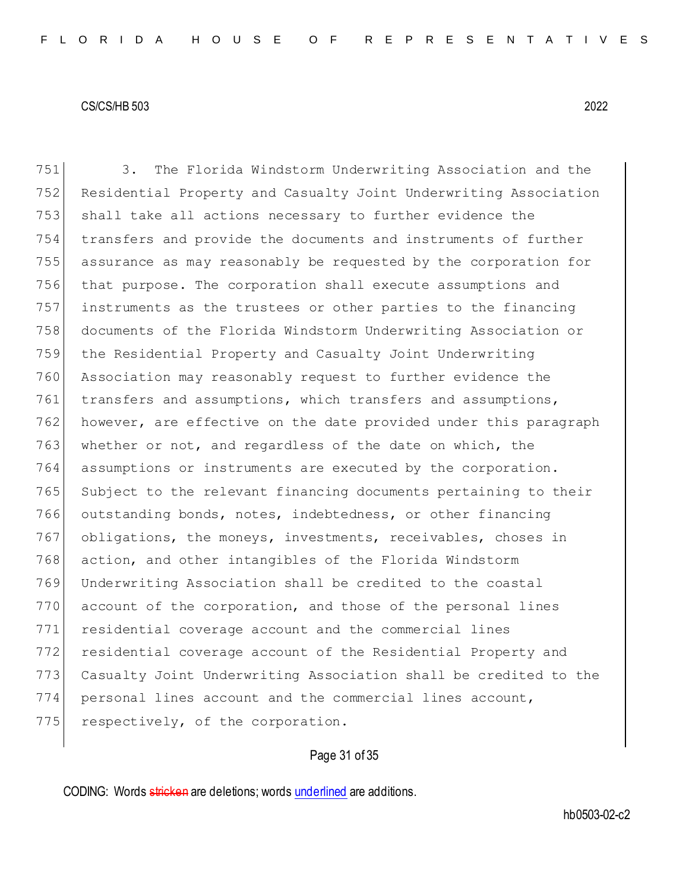3. The Florida Windstorm Underwriting Association and the Residential Property and Casualty Joint Underwriting Association shall take all actions necessary to further evidence the transfers and provide the documents and instruments of further assurance as may reasonably be requested by the corporation for that purpose. The corporation shall execute assumptions and instruments as the trustees or other parties to the financing documents of the Florida Windstorm Underwriting Association or the Residential Property and Casualty Joint Underwriting Association may reasonably request to further evidence the transfers and assumptions, which transfers and assumptions, however, are effective on the date provided under this paragraph whether or not, and regardless of the date on which, the assumptions or instruments are executed by the corporation. Subject to the relevant financing documents pertaining to their outstanding bonds, notes, indebtedness, or other financing obligations, the moneys, investments, receivables, choses in action, and other intangibles of the Florida Windstorm Underwriting Association shall be credited to the coastal account of the corporation, and those of the personal lines residential coverage account and the commercial lines residential coverage account of the Residential Property and Casualty Joint Underwriting Association shall be credited to the personal lines account and the commercial lines account, respectively, of the corporation.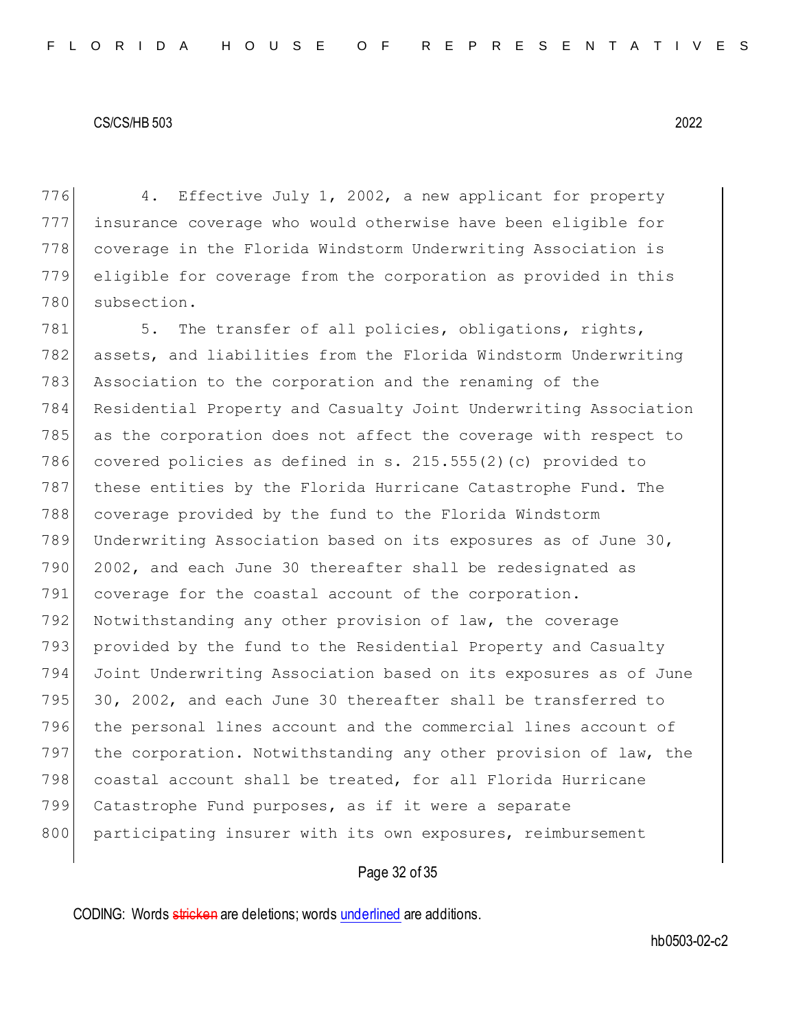4. Effective July 1, 2002, a new applicant for property insurance coverage who would otherwise have been eligible for coverage in the Florida Windstorm Underwriting Association is eligible for coverage from the corporation as provided in this subsection.

5. The transfer of all policies, obligations, rights, assets, and liabilities from the Florida Windstorm Underwriting Association to the corporation and the renaming of the Residential Property and Casualty Joint Underwriting Association as the corporation does not affect the coverage with respect to covered policies as defined in s. 215.555(2)(c) provided to these entities by the Florida Hurricane Catastrophe Fund. The coverage provided by the fund to the Florida Windstorm Underwriting Association based on its exposures as of June 30, 2002, and each June 30 thereafter shall be redesignated as coverage for the coastal account of the corporation. Notwithstanding any other provision of law, the coverage provided by the fund to the Residential Property and Casualty Joint Underwriting Association based on its exposures as of June 30, 2002, and each June 30 thereafter shall be transferred to the personal lines account and the commercial lines account of the corporation. Notwithstanding any other provision of law, the coastal account shall be treated, for all Florida Hurricane Catastrophe Fund purposes, as if it were a separate participating insurer with its own exposures, reimbursement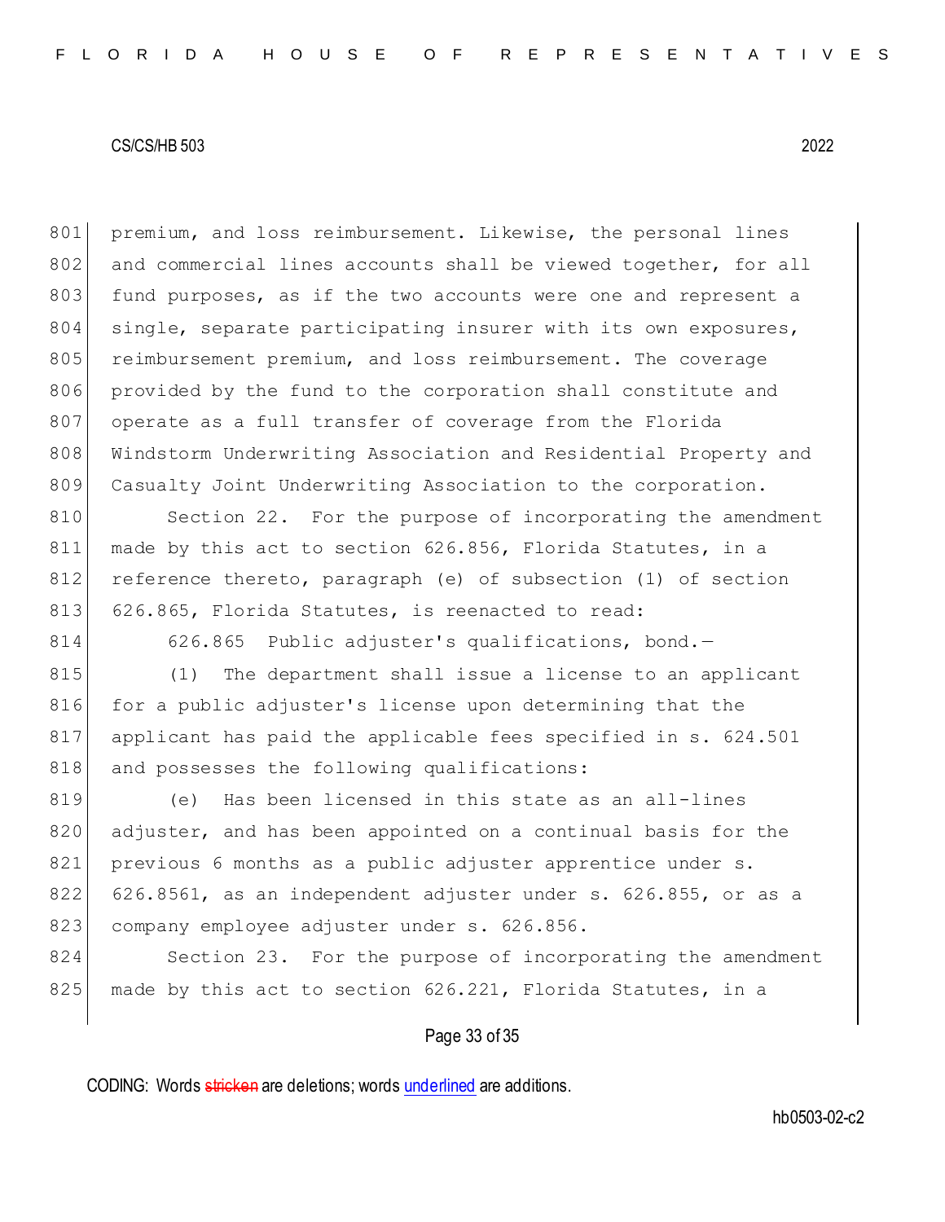premium, and loss reimbursement. Likewise, the personal lines and commercial lines accounts shall be viewed together, for all fund purposes, as if the two accounts were one and represent a single, separate participating insurer with its own exposures, reimbursement premium, and loss reimbursement. The coverage provided by the fund to the corporation shall constitute and operate as a full transfer of coverage from the Florida Windstorm Underwriting Association and Residential Property and Casualty Joint Underwriting Association to the corporation.

Section 22. For the purpose of incorporating the amendment made by this act to section 626.856, Florida Statutes, in a reference thereto, paragraph (e) of subsection (1) of section 626.865, Florida Statutes, is reenacted to read:

626.865 Public adjuster's qualifications, bond.—

(1) The department shall issue a license to an applicant for a public adjuster's license upon determining that the applicant has paid the applicable fees specified in s. 624.501 and possesses the following qualifications:

(e) Has been licensed in this state as an all-lines adjuster, and has been appointed on a continual basis for the previous 6 months as a public adjuster apprentice under s. 626.8561, as an independent adjuster under s. 626.855, or as a company employee adjuster under s. 626.856.

Section 23. For the purpose of incorporating the amendment made by this act to section 626.221, Florida Statutes, in a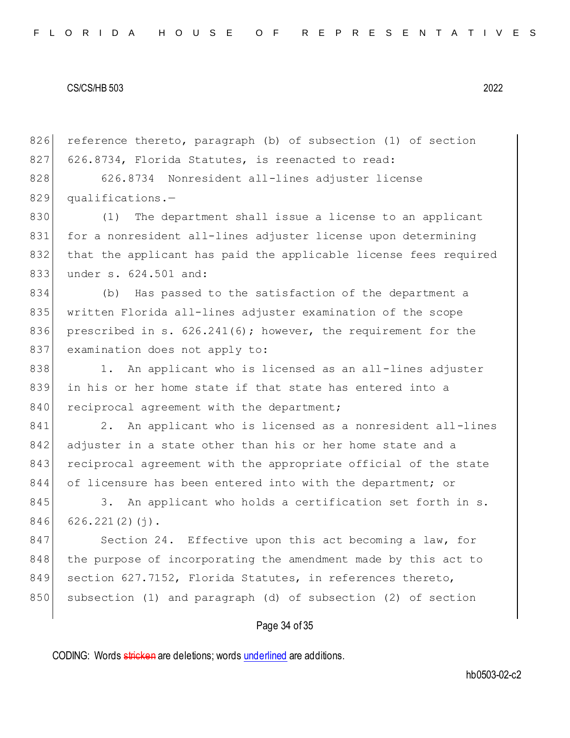reference thereto, paragraph (b) of subsection (1) of section 626.8734, Florida Statutes, is reenacted to read:

626.8734 Nonresident all-lines adjuster license qualifications.—

(1) The department shall issue a license to an applicant for a nonresident all-lines adjuster license upon determining that the applicant has paid the applicable license fees required under s. 624.501 and:

(b) Has passed to the satisfaction of the department a written Florida all-lines adjuster examination of the scope prescribed in s. 626.241(6); however, the requirement for the examination does not apply to:

1. An applicant who is licensed as an all-lines adjuster in his or her home state if that state has entered into a reciprocal agreement with the department;

2. An applicant who is licensed as a nonresident all-lines adjuster in a state other than his or her home state and a reciprocal agreement with the appropriate official of the state of licensure has been entered into with the department; or

3. An applicant who holds a certification set forth in s. 626.221(2)(j).

Section 24. Effective upon this act becoming a law, for the purpose of incorporating the amendment made by this act to section 627.7152, Florida Statutes, in references thereto, subsection (1) and paragraph (d) of subsection (2) of section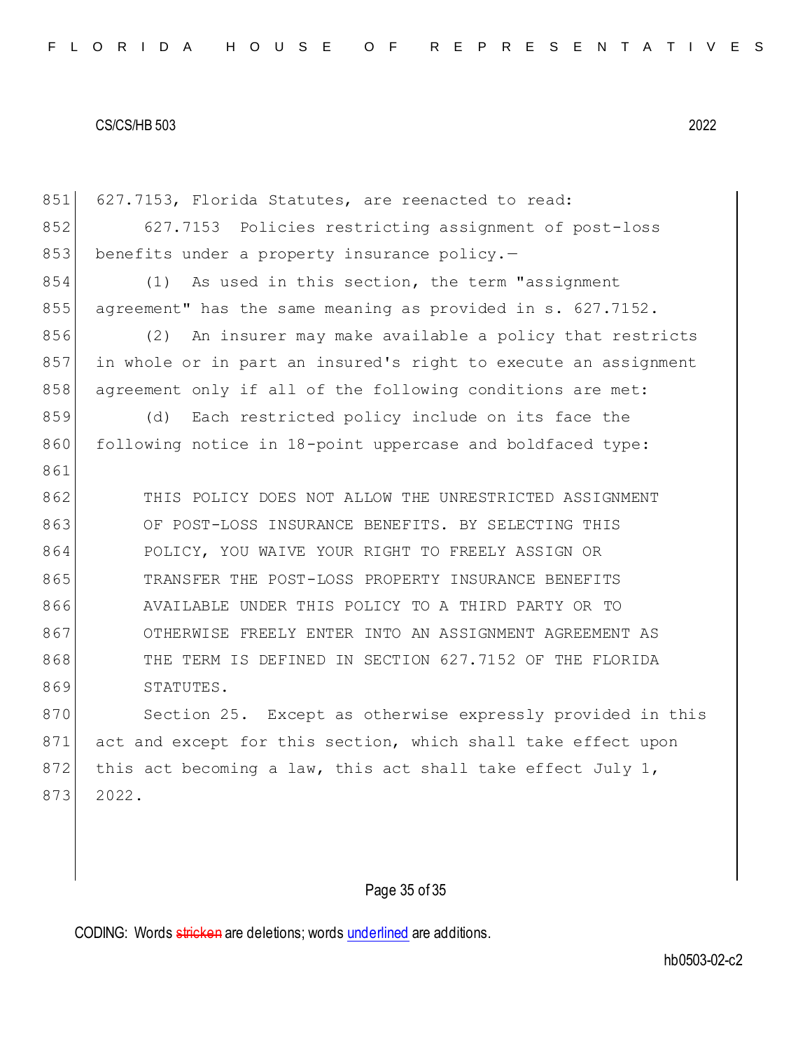627.7153, Florida Statutes, are reenacted to read:

627.7153 Policies restricting assignment of post-loss benefits under a property insurance policy.—

(1) As used in this section, the term "assignment agreement" has the same meaning as provided in s. 627.7152.

(2) An insurer may make available a policy that restricts in whole or in part an insured's right to execute an assignment agreement only if all of the following conditions are met:

(d) Each restricted policy include on its face the following notice in 18-point uppercase and boldfaced type:

THIS POLICY DOES NOT ALLOW THE UNRESTRICTED ASSIGNMENT OF POST-LOSS INSURANCE BENEFITS. BY SELECTING THIS POLICY, YOU WAIVE YOUR RIGHT TO FREELY ASSIGN OR TRANSFER THE POST-LOSS PROPERTY INSURANCE BENEFITS AVAILABLE UNDER THIS POLICY TO A THIRD PARTY OR TO OTHERWISE FREELY ENTER INTO AN ASSIGNMENT AGREEMENT AS THE TERM IS DEFINED IN SECTION 627.7152 OF THE FLORIDA STATUTES.

Section 25. Except as otherwise expressly provided in this act and except for this section, which shall take effect upon this act becoming a law, this act shall take effect July 1, 2022.